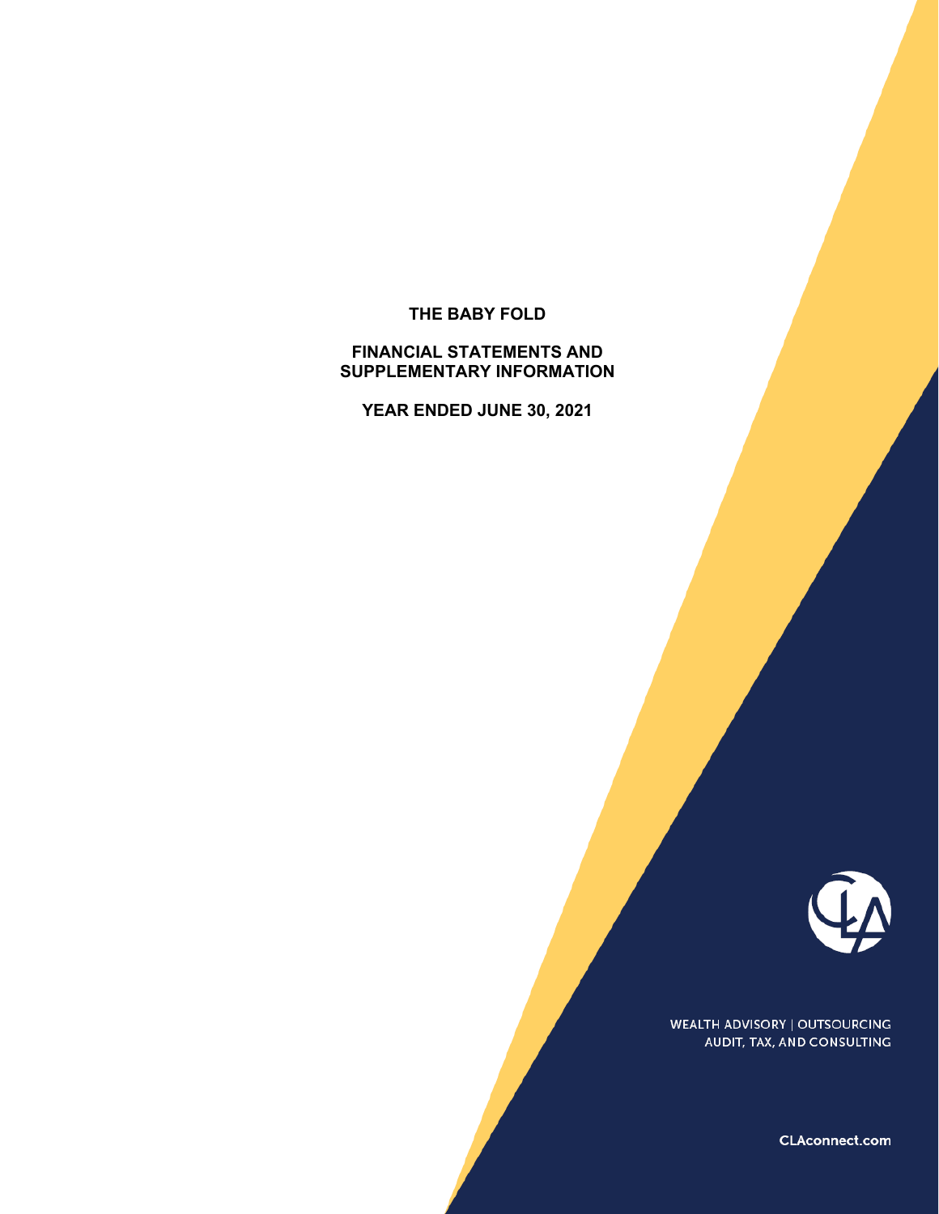# THE BABY FOLD

## FINANCIAL STATEMENTS AND SUPPLEMENTARY INFORMATION

## YEAR ENDED JUNE 30, 2021

WEALTH ADVISORY | OUTSOURCING
AUDIT, TAX, AND CONSULTING

CLAconnect.com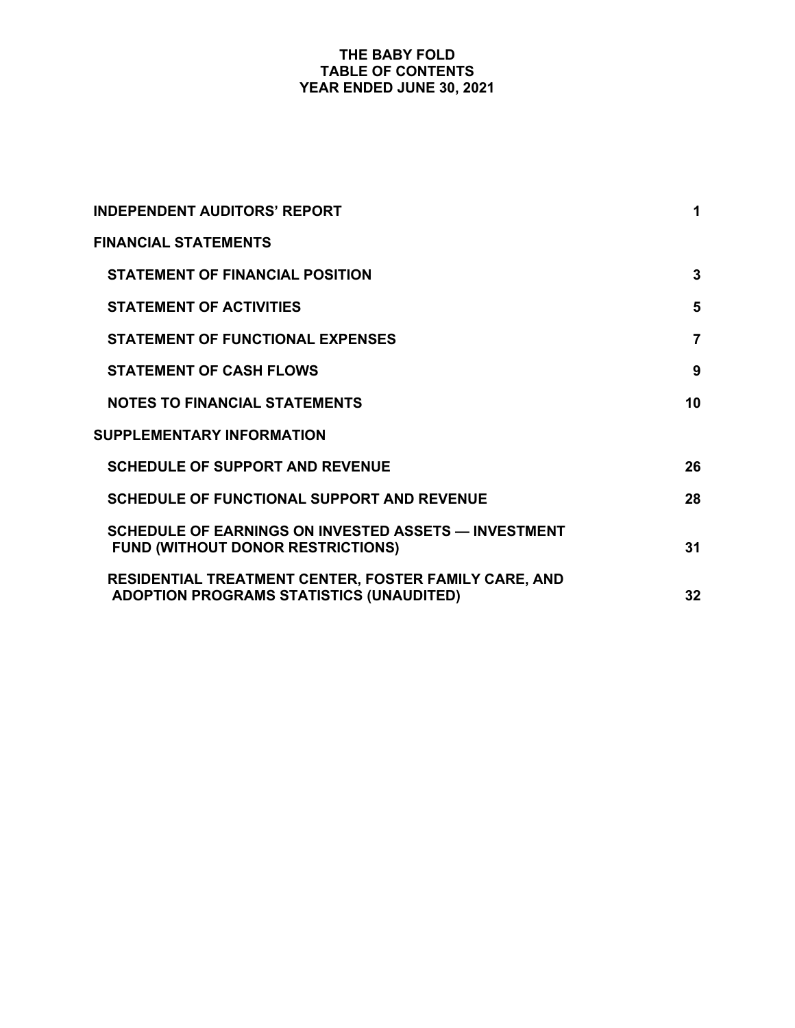# THE BABY FOLD
## TABLE OF CONTENTS
## YEAR ENDED JUNE 30, 2021

| | |
|---|---|
| **INDEPENDENT AUDITORS' REPORT** | **1** |
| **FINANCIAL STATEMENTS** | |
| **STATEMENT OF FINANCIAL POSITION** | **3** |
| **STATEMENT OF ACTIVITIES** | **5** |
| **STATEMENT OF FUNCTIONAL EXPENSES** | **7** |
| **STATEMENT OF CASH FLOWS** | **9** |
| **NOTES TO FINANCIAL STATEMENTS** | **10** |
| **SUPPLEMENTARY INFORMATION** | |
| **SCHEDULE OF SUPPORT AND REVENUE** | **26** |
| **SCHEDULE OF FUNCTIONAL SUPPORT AND REVENUE** | **28** |
| **SCHEDULE OF EARNINGS ON INVESTED ASSETS — INVESTMENT FUND (WITHOUT DONOR RESTRICTIONS)** | **31** |
| **RESIDENTIAL TREATMENT CENTER, FOSTER FAMILY CARE, AND ADOPTION PROGRAMS STATISTICS (UNAUDITED)** | **32** |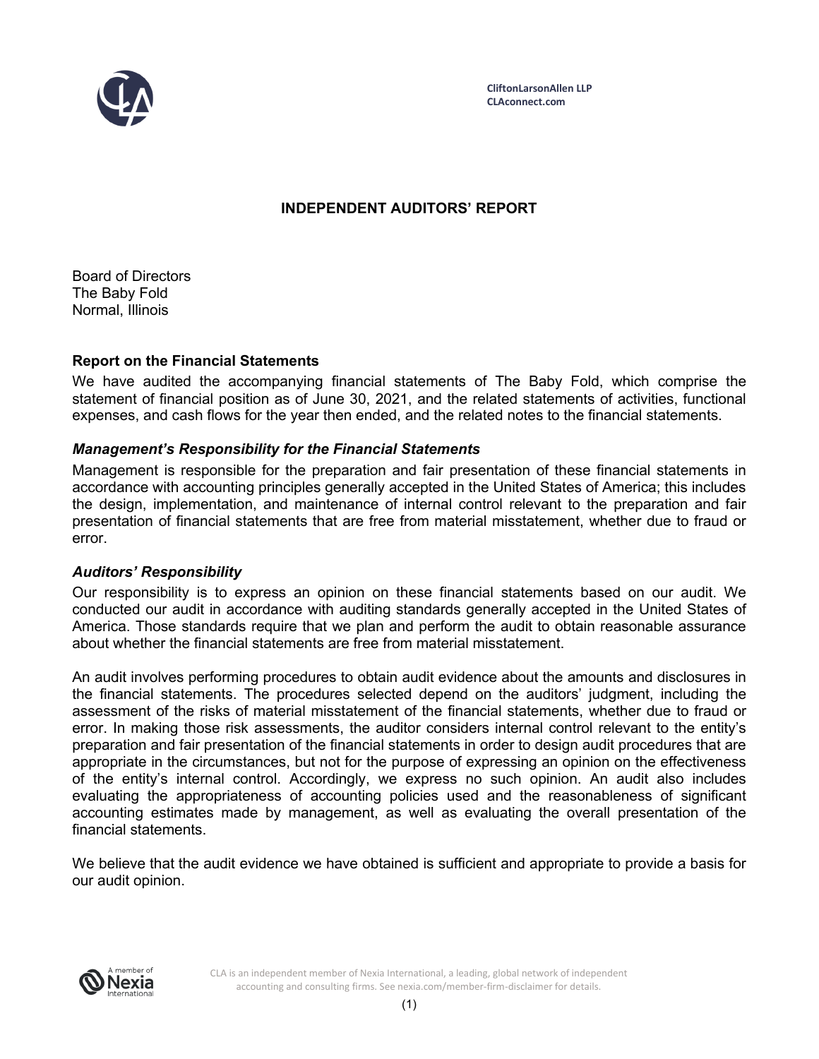CliftonLarsonAllen LLP
CLAconnect.com

# INDEPENDENT AUDITORS' REPORT

Board of Directors
The Baby Fold
Normal, Illinois

## Report on the Financial Statements

We have audited the accompanying financial statements of The Baby Fold, which comprise the statement of financial position as of June 30, 2021, and the related statements of activities, functional expenses, and cash flows for the year then ended, and the related notes to the financial statements.

### *Management's Responsibility for the Financial Statements*

Management is responsible for the preparation and fair presentation of these financial statements in accordance with accounting principles generally accepted in the United States of America; this includes the design, implementation, and maintenance of internal control relevant to the preparation and fair presentation of financial statements that are free from material misstatement, whether due to fraud or error.

### *Auditors' Responsibility*

Our responsibility is to express an opinion on these financial statements based on our audit. We conducted our audit in accordance with auditing standards generally accepted in the United States of America. Those standards require that we plan and perform the audit to obtain reasonable assurance about whether the financial statements are free from material misstatement.

An audit involves performing procedures to obtain audit evidence about the amounts and disclosures in the financial statements. The procedures selected depend on the auditors' judgment, including the assessment of the risks of material misstatement of the financial statements, whether due to fraud or error. In making those risk assessments, the auditor considers internal control relevant to the entity's preparation and fair presentation of the financial statements in order to design audit procedures that are appropriate in the circumstances, but not for the purpose of expressing an opinion on the effectiveness of the entity's internal control. Accordingly, we express no such opinion. An audit also includes evaluating the appropriateness of accounting policies used and the reasonableness of significant accounting estimates made by management, as well as evaluating the overall presentation of the financial statements.

We believe that the audit evidence we have obtained is sufficient and appropriate to provide a basis for our audit opinion.

CLA is an independent member of Nexia International, a leading, global network of independent accounting and consulting firms. See nexia.com/member-firm-disclaimer for details.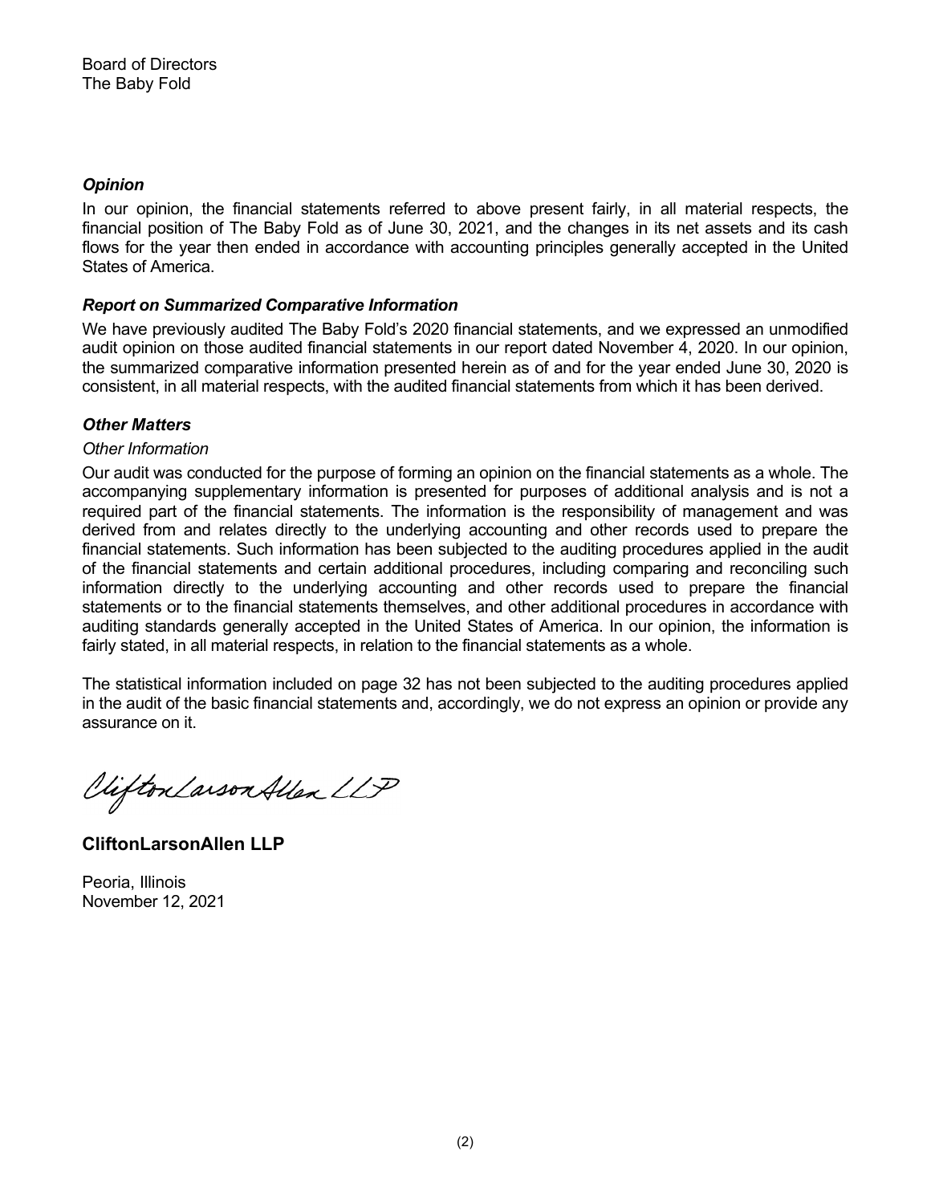Board of Directors
The Baby Fold

### *Opinion*

In our opinion, the financial statements referred to above present fairly, in all material respects, the financial position of The Baby Fold as of June 30, 2021, and the changes in its net assets and its cash flows for the year then ended in accordance with accounting principles generally accepted in the United States of America.

### *Report on Summarized Comparative Information*

We have previously audited The Baby Fold's 2020 financial statements, and we expressed an unmodified audit opinion on those audited financial statements in our report dated November 4, 2020. In our opinion, the summarized comparative information presented herein as of and for the year ended June 30, 2020 is consistent, in all material respects, with the audited financial statements from which it has been derived.

### *Other Matters*

*Other Information*

Our audit was conducted for the purpose of forming an opinion on the financial statements as a whole. The accompanying supplementary information is presented for purposes of additional analysis and is not a required part of the financial statements. The information is the responsibility of management and was derived from and relates directly to the underlying accounting and other records used to prepare the financial statements. Such information has been subjected to the auditing procedures applied in the audit of the financial statements and certain additional procedures, including comparing and reconciling such information directly to the underlying accounting and other records used to prepare the financial statements or to the financial statements themselves, and other additional procedures in accordance with auditing standards generally accepted in the United States of America. In our opinion, the information is fairly stated, in all material respects, in relation to the financial statements as a whole.

The statistical information included on page 32 has not been subjected to the auditing procedures applied in the audit of the basic financial statements and, accordingly, we do not express an opinion or provide any assurance on it.

*CliftonLarsonAllen LLP*

**CliftonLarsonAllen LLP**

Peoria, Illinois
November 12, 2021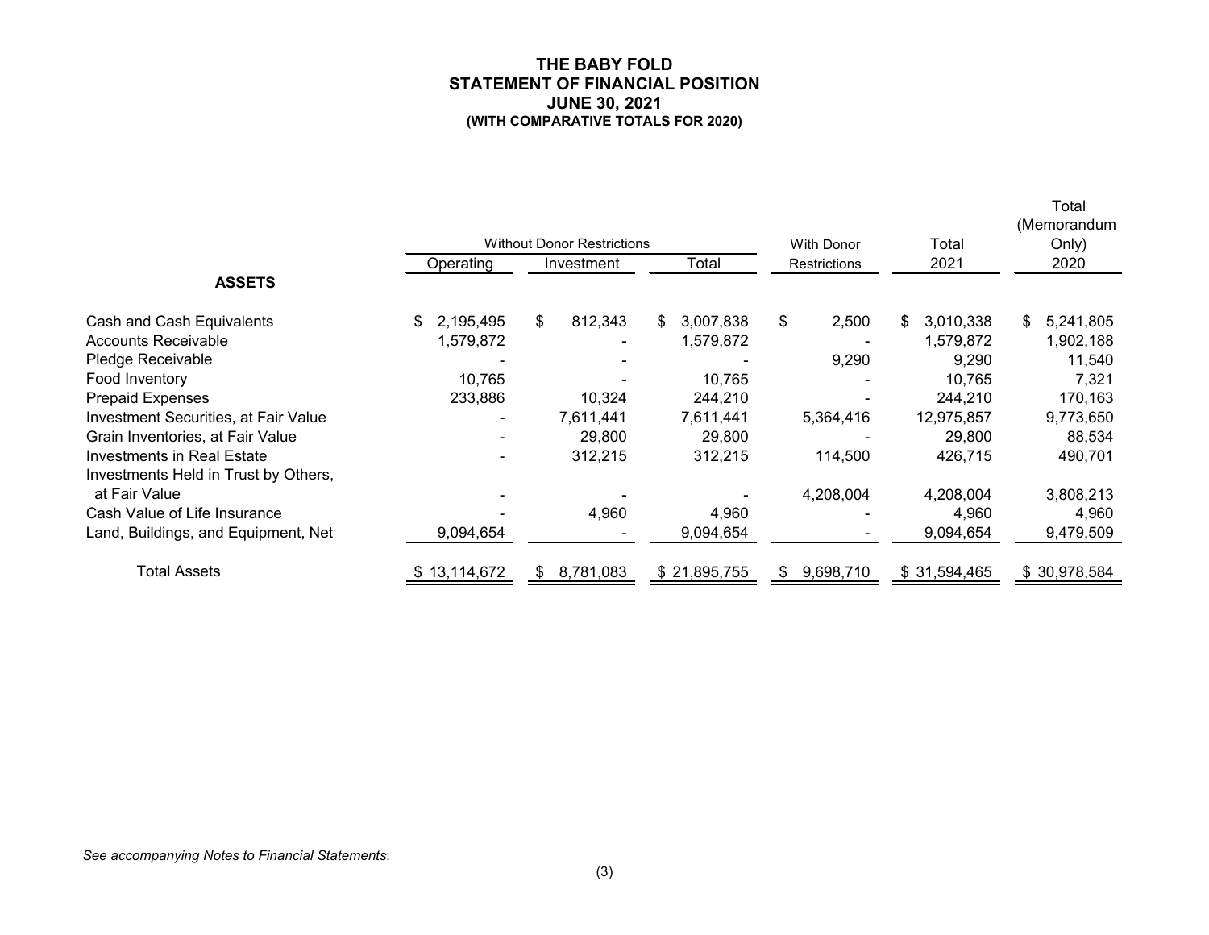# THE BABY FOLD
## STATEMENT OF FINANCIAL POSITION
### JUNE 30, 2021
#### (WITH COMPARATIVE TOTALS FOR 2020)

| | Without Donor Restrictions | | | With Donor | Total | Total (Memorandum Only) |
|---|---|---|---|---|---|---|
| | Operating | Investment | Total | Restrictions | 2021 | 2020 |
| **ASSETS** | | | | | | |
| Cash and Cash Equivalents | $ 2,195,495 | $ 812,343 | $ 3,007,838 | $ 2,500 | $ 3,010,338 | $ 5,241,805 |
| Accounts Receivable | 1,579,872 | - | 1,579,872 | - | 1,579,872 | 1,902,188 |
| Pledge Receivable | - | - | - | 9,290 | 9,290 | 11,540 |
| Food Inventory | 10,765 | - | 10,765 | - | 10,765 | 7,321 |
| Prepaid Expenses | 233,886 | 10,324 | 244,210 | - | 244,210 | 170,163 |
| Investment Securities, at Fair Value | - | 7,611,441 | 7,611,441 | 5,364,416 | 12,975,857 | 9,773,650 |
| Grain Inventories, at Fair Value | - | 29,800 | 29,800 | - | 29,800 | 88,534 |
| Investments in Real Estate | - | 312,215 | 312,215 | 114,500 | 426,715 | 490,701 |
| Investments Held in Trust by Others, at Fair Value | - | - | - | 4,208,004 | 4,208,004 | 3,808,213 |
| Cash Value of Life Insurance | - | 4,960 | 4,960 | - | 4,960 | 4,960 |
| Land, Buildings, and Equipment, Net | 9,094,654 | - | 9,094,654 | - | 9,094,654 | 9,479,509 |
| Total Assets | $ 13,114,672 | $ 8,781,083 | $ 21,895,755 | $ 9,698,710 | $ 31,594,465 | $ 30,978,584 |

*See accompanying Notes to Financial Statements.*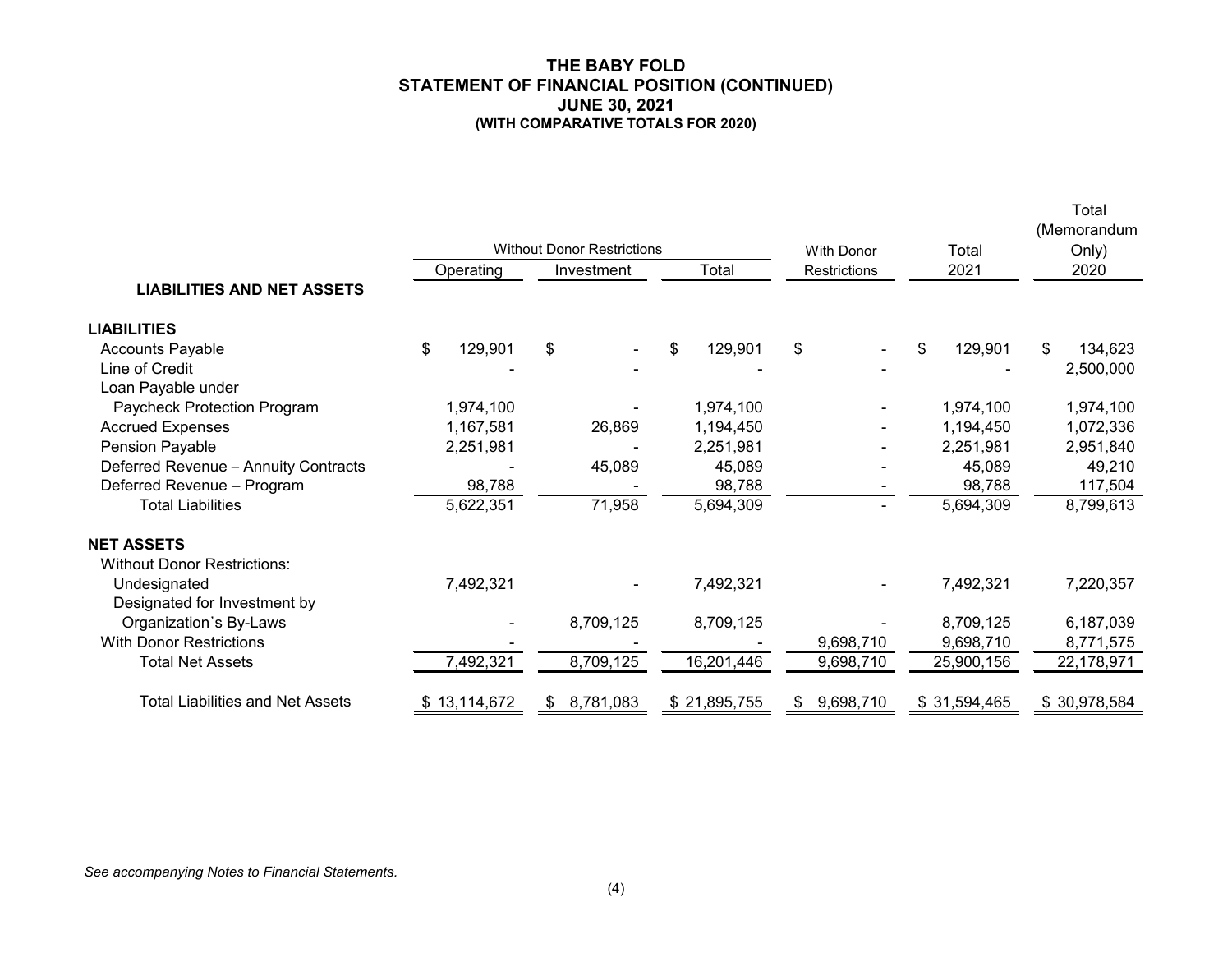# THE BABY FOLD
## STATEMENT OF FINANCIAL POSITION (CONTINUED)
## JUNE 30, 2021
### (WITH COMPARATIVE TOTALS FOR 2020)

| | Without Donor Restrictions | | | With Donor | Total | Total (Memorandum Only) |
|---|---|---|---|---|---|---|
| | Operating | Investment | Total | Restrictions | 2021 | 2020 |
| **LIABILITIES AND NET ASSETS** | | | | | | |
| **LIABILITIES** | | | | | | |
| Accounts Payable | $ 129,901 | $ - | $ 129,901 | $ - | $ 129,901 | $ 134,623 |
| Line of Credit | - | - | - | - | - | 2,500,000 |
| Loan Payable under Paycheck Protection Program | 1,974,100 | - | 1,974,100 | - | 1,974,100 | 1,974,100 |
| Accrued Expenses | 1,167,581 | 26,869 | 1,194,450 | - | 1,194,450 | 1,072,336 |
| Pension Payable | 2,251,981 | - | 2,251,981 | - | 2,251,981 | 2,951,840 |
| Deferred Revenue – Annuity Contracts | - | 45,089 | 45,089 | - | 45,089 | 49,210 |
| Deferred Revenue – Program | 98,788 | - | 98,788 | - | 98,788 | 117,504 |
| Total Liabilities | 5,622,351 | 71,958 | 5,694,309 | - | 5,694,309 | 8,799,613 |
| **NET ASSETS** | | | | | | |
| Without Donor Restrictions: | | | | | | |
| Undesignated | 7,492,321 | - | 7,492,321 | - | 7,492,321 | 7,220,357 |
| Designated for Investment by Organization's By-Laws | - | 8,709,125 | 8,709,125 | - | 8,709,125 | 6,187,039 |
| With Donor Restrictions | - | - | - | 9,698,710 | 9,698,710 | 8,771,575 |
| Total Net Assets | 7,492,321 | 8,709,125 | 16,201,446 | 9,698,710 | 25,900,156 | 22,178,971 |
| Total Liabilities and Net Assets | $ 13,114,672 | $ 8,781,083 | $ 21,895,755 | $ 9,698,710 | $ 31,594,465 | $ 30,978,584 |

*See accompanying Notes to Financial Statements.*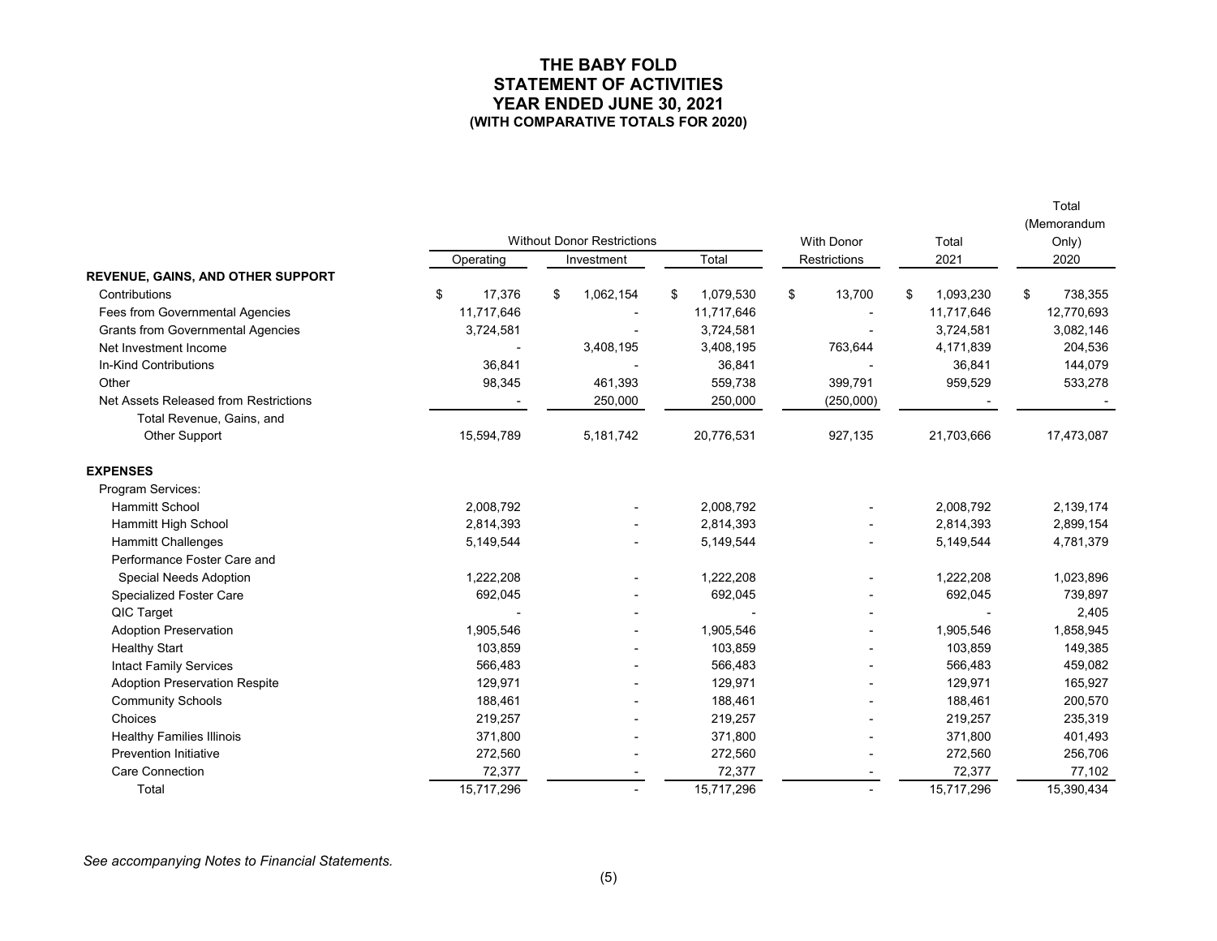# THE BABY FOLD
## STATEMENT OF ACTIVITIES
## YEAR ENDED JUNE 30, 2021
### (WITH COMPARATIVE TOTALS FOR 2020)

| | Without Donor Restrictions | | | With Donor | Total | Total (Memorandum Only) |
|---|---|---|---|---|---|---|
| | Operating | Investment | Total | Restrictions | 2021 | 2020 |
| **REVENUE, GAINS, AND OTHER SUPPORT** | | | | | | |
| Contributions | $ 17,376 | $ 1,062,154 | $ 1,079,530 | $ 13,700 | $ 1,093,230 | $ 738,355 |
| Fees from Governmental Agencies | 11,717,646 | - | 11,717,646 | - | 11,717,646 | 12,770,693 |
| Grants from Governmental Agencies | 3,724,581 | - | 3,724,581 | - | 3,724,581 | 3,082,146 |
| Net Investment Income | - | 3,408,195 | 3,408,195 | 763,644 | 4,171,839 | 204,536 |
| In-Kind Contributions | 36,841 | - | 36,841 | - | 36,841 | 144,079 |
| Other | 98,345 | 461,393 | 559,738 | 399,791 | 959,529 | 533,278 |
| Net Assets Released from Restrictions | - | 250,000 | 250,000 | (250,000) | - | - |
| Total Revenue, Gains, and Other Support | 15,594,789 | 5,181,742 | 20,776,531 | 927,135 | 21,703,666 | 17,473,087 |
| **EXPENSES** | | | | | | |
| Program Services: | | | | | | |
| Hammitt School | 2,008,792 | - | 2,008,792 | - | 2,008,792 | 2,139,174 |
| Hammitt High School | 2,814,393 | - | 2,814,393 | - | 2,814,393 | 2,899,154 |
| Hammitt Challenges | 5,149,544 | - | 5,149,544 | - | 5,149,544 | 4,781,379 |
| Performance Foster Care and Special Needs Adoption | 1,222,208 | - | 1,222,208 | - | 1,222,208 | 1,023,896 |
| Specialized Foster Care | 692,045 | - | 692,045 | - | 692,045 | 739,897 |
| QIC Target | - | - | - | - | - | 2,405 |
| Adoption Preservation | 1,905,546 | - | 1,905,546 | - | 1,905,546 | 1,858,945 |
| Healthy Start | 103,859 | - | 103,859 | - | 103,859 | 149,385 |
| Intact Family Services | 566,483 | - | 566,483 | - | 566,483 | 459,082 |
| Adoption Preservation Respite | 129,971 | - | 129,971 | - | 129,971 | 165,927 |
| Community Schools | 188,461 | - | 188,461 | - | 188,461 | 200,570 |
| Choices | 219,257 | - | 219,257 | - | 219,257 | 235,319 |
| Healthy Families Illinois | 371,800 | - | 371,800 | - | 371,800 | 401,493 |
| Prevention Initiative | 272,560 | - | 272,560 | - | 272,560 | 256,706 |
| Care Connection | 72,377 | - | 72,377 | - | 72,377 | 77,102 |
| Total | 15,717,296 | - | 15,717,296 | - | 15,717,296 | 15,390,434 |

*See accompanying Notes to Financial Statements.*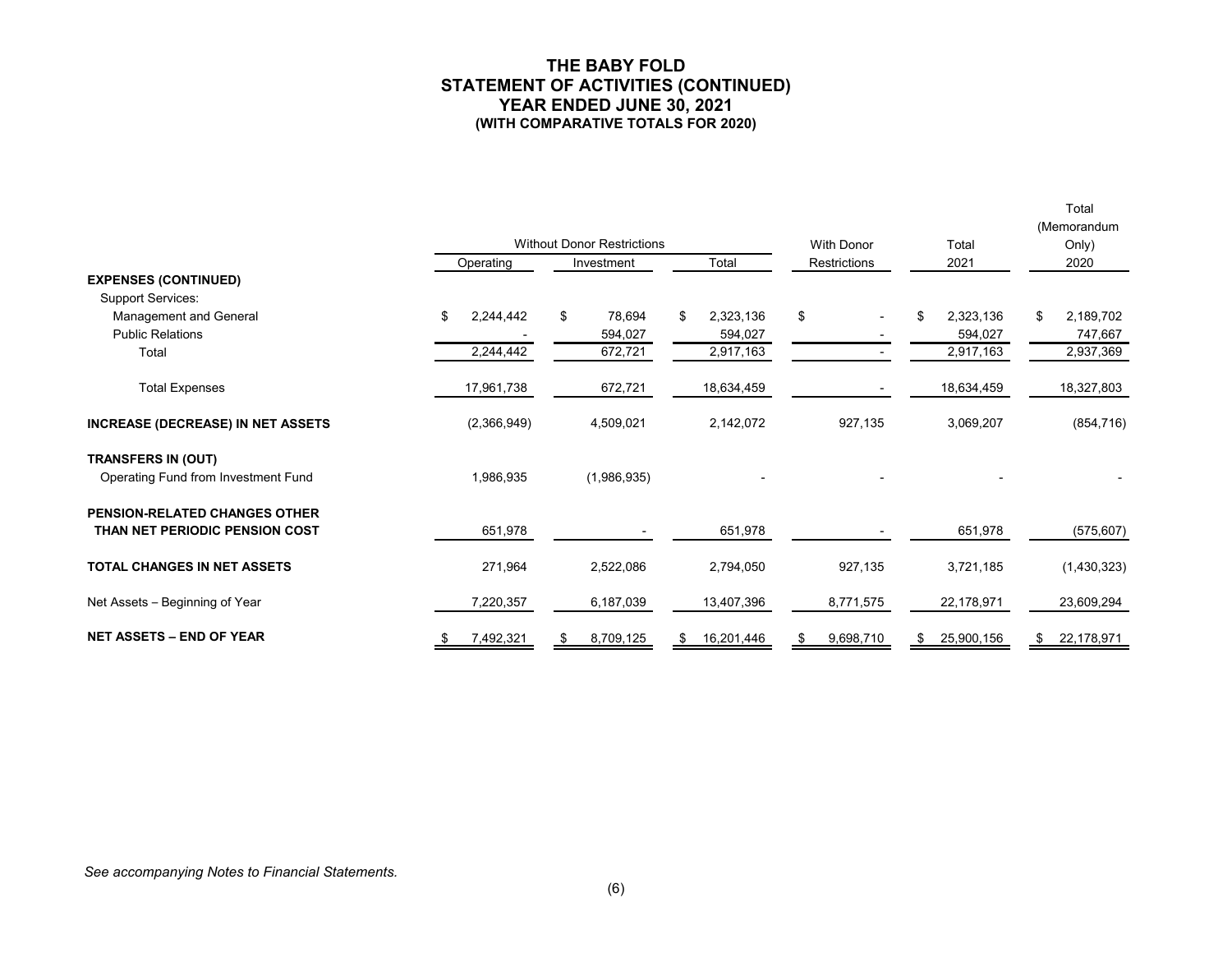# THE BABY FOLD
## STATEMENT OF ACTIVITIES (CONTINUED)
## YEAR ENDED JUNE 30, 2021
### (WITH COMPARATIVE TOTALS FOR 2020)

| | Without Donor Restrictions | | | With Donor | Total | Total (Memorandum Only) |
|---|---|---|---|---|---|---|
| | Operating | Investment | Total | Restrictions | 2021 | 2020 |
| **EXPENSES (CONTINUED)** | | | | | | |
| Support Services: | | | | | | |
| Management and General | $ 2,244,442 | $ 78,694 | $ 2,323,136 | $ - | $ 2,323,136 | $ 2,189,702 |
| Public Relations | - | 594,027 | 594,027 | - | 594,027 | 747,667 |
| Total | 2,244,442 | 672,721 | 2,917,163 | - | 2,917,163 | 2,937,369 |
| Total Expenses | 17,961,738 | 672,721 | 18,634,459 | - | 18,634,459 | 18,327,803 |
| **INCREASE (DECREASE) IN NET ASSETS** | (2,366,949) | 4,509,021 | 2,142,072 | 927,135 | 3,069,207 | (854,716) |
| **TRANSFERS IN (OUT)** | | | | | | |
| Operating Fund from Investment Fund | 1,986,935 | (1,986,935) | - | - | - | - |
| **PENSION-RELATED CHANGES OTHER THAN NET PERIODIC PENSION COST** | 651,978 | - | 651,978 | - | 651,978 | (575,607) |
| **TOTAL CHANGES IN NET ASSETS** | 271,964 | 2,522,086 | 2,794,050 | 927,135 | 3,721,185 | (1,430,323) |
| Net Assets – Beginning of Year | 7,220,357 | 6,187,039 | 13,407,396 | 8,771,575 | 22,178,971 | 23,609,294 |
| **NET ASSETS – END OF YEAR** | $ 7,492,321 | $ 8,709,125 | $ 16,201,446 | $ 9,698,710 | $ 25,900,156 | $ 22,178,971 |

*See accompanying Notes to Financial Statements.*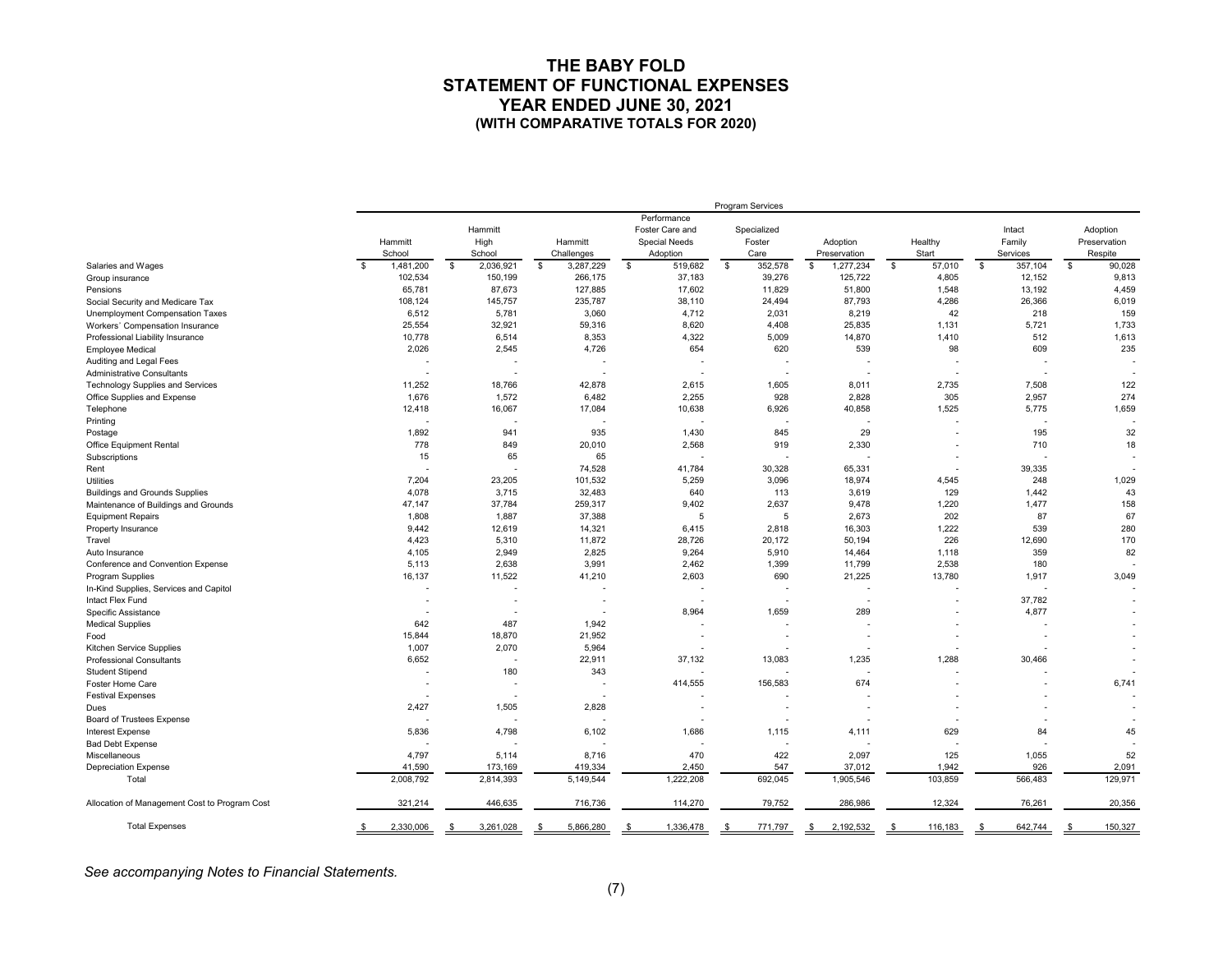# THE BABY FOLD
## STATEMENT OF FUNCTIONAL EXPENSES
## YEAR ENDED JUNE 30, 2021
### (WITH COMPARATIVE TOTALS FOR 2020)

| | Program Services | | | | | | | | |
|---|---|---|---|---|---|---|---|---|---|
| | Hammitt School | Hammitt High School | Hammitt Challenges | Performance Foster Care and Special Needs Adoption | Specialized Foster Care | Adoption Preservation | Healthy Start | Intact Family Services | Adoption Preservation Respite |
| Salaries and Wages | $ 1,481,200 | $ 2,036,921 | $ 3,287,229 | $ 519,682 | $ 352,578 | $ 1,277,234 | $ 57,010 | $ 357,104 | $ 90,028 |
| Group insurance | 102,534 | 150,199 | 266,175 | 37,183 | 39,276 | 125,722 | 4,805 | 12,152 | 9,813 |
| Pensions | 65,781 | 87,673 | 127,885 | 17,602 | 11,829 | 51,800 | 1,548 | 13,192 | 4,459 |
| Social Security and Medicare Tax | 108,124 | 145,757 | 235,787 | 38,110 | 24,494 | 87,793 | 4,286 | 26,366 | 6,019 |
| Unemployment Compensation Taxes | 6,512 | 5,781 | 3,060 | 4,712 | 2,031 | 8,219 | 42 | 218 | 159 |
| Workers' Compensation Insurance | 25,554 | 32,921 | 59,316 | 8,620 | 4,408 | 25,835 | 1,131 | 5,721 | 1,733 |
| Professional Liability Insurance | 10,778 | 6,514 | 8,353 | 4,322 | 5,009 | 14,870 | 1,410 | 512 | 1,613 |
| Employee Medical | 2,026 | 2,545 | 4,726 | 654 | 620 | 539 | 98 | 609 | 235 |
| Auditing and Legal Fees | - | - | - | - | - | - | - | - | - |
| Administrative Consultants | - | - | - | - | - | - | - | - | - |
| Technology Supplies and Services | 11,252 | 18,766 | 42,878 | 2,615 | 1,605 | 8,011 | 2,735 | 7,508 | 122 |
| Office Supplies and Expense | 1,676 | 1,572 | 6,482 | 2,255 | 928 | 2,828 | 305 | 2,957 | 274 |
| Telephone | 12,418 | 16,067 | 17,084 | 10,638 | 6,926 | 40,858 | 1,525 | 5,775 | 1,659 |
| Printing | - | - | - | - | - | - | - | - | - |
| Postage | 1,892 | 941 | 935 | 1,430 | 845 | 29 | - | 195 | 32 |
| Office Equipment Rental | 778 | 849 | 20,010 | 2,568 | 919 | 2,330 | - | 710 | 18 |
| Subscriptions | 15 | 65 | 65 | - | - | - | - | - | - |
| Rent | - | - | 74,528 | 41,784 | 30,328 | 65,331 | - | 39,335 | - |
| Utilities | 7,204 | 23,205 | 101,532 | 5,259 | 3,096 | 18,974 | 4,545 | 248 | 1,029 |
| Buildings and Grounds Supplies | 4,078 | 3,715 | 32,483 | 640 | 113 | 3,619 | 129 | 1,442 | 43 |
| Maintenance of Buildings and Grounds | 47,147 | 37,784 | 259,317 | 9,402 | 2,637 | 9,478 | 1,220 | 1,477 | 158 |
| Equipment Repairs | 1,808 | 1,887 | 37,388 | 5 | 5 | 2,673 | 202 | 87 | 67 |
| Property Insurance | 9,442 | 12,619 | 14,321 | 6,415 | 2,818 | 16,303 | 1,222 | 539 | 280 |
| Travel | 4,423 | 5,310 | 11,872 | 28,726 | 20,172 | 50,194 | 226 | 12,690 | 170 |
| Auto Insurance | 4,105 | 2,949 | 2,825 | 9,264 | 5,910 | 14,464 | 1,118 | 359 | 82 |
| Conference and Convention Expense | 5,113 | 2,638 | 3,991 | 2,462 | 1,399 | 11,799 | 2,538 | 180 | - |
| Program Supplies | 16,137 | 11,522 | 41,210 | 2,603 | 690 | 21,225 | 13,780 | 1,917 | 3,049 |
| In-Kind Supplies, Services and Capitol | - | - | - | - | - | - | - | - | - |
| Intact Flex Fund | - | - | - | - | - | - | - | 37,782 | - |
| Specific Assistance | - | - | - | 8,964 | 1,659 | 289 | - | 4,877 | - |
| Medical Supplies | 642 | 487 | 1,942 | - | - | - | - | - | - |
| Food | 15,844 | 18,870 | 21,952 | - | - | - | - | - | - |
| Kitchen Service Supplies | 1,007 | 2,070 | 5,964 | - | - | - | - | - | - |
| Professional Consultants | 6,652 | - | 22,911 | 37,132 | 13,083 | 1,235 | 1,288 | 30,466 | - |
| Student Stipend | - | 180 | 343 | - | - | - | - | - | - |
| Foster Home Care | - | - | - | 414,555 | 156,583 | 674 | - | - | 6,741 |
| Festival Expenses | - | - | - | - | - | - | - | - | - |
| Dues | 2,427 | 1,505 | 2,828 | - | - | - | - | - | - |
| Board of Trustees Expense | - | - | - | - | - | - | - | - | - |
| Interest Expense | 5,836 | 4,798 | 6,102 | 1,686 | 1,115 | 4,111 | 629 | 84 | 45 |
| Bad Debt Expense | - | - | - | - | - | - | - | - | - |
| Miscellaneous | 4,797 | 5,114 | 8,716 | 470 | 422 | 2,097 | 125 | 1,055 | 52 |
| Depreciation Expense | 41,590 | 173,169 | 419,334 | 2,450 | 547 | 37,012 | 1,942 | 926 | 2,091 |
| Total | 2,008,792 | 2,814,393 | 5,149,544 | 1,222,208 | 692,045 | 1,905,546 | 103,859 | 566,483 | 129,971 |
| Allocation of Management Cost to Program Cost | 321,214 | 446,635 | 716,736 | 114,270 | 79,752 | 286,986 | 12,324 | 76,261 | 20,356 |
| Total Expenses | $ 2,330,006 | $ 3,261,028 | $ 5,866,280 | $ 1,336,478 | $ 771,797 | $ 2,192,532 | $ 116,183 | $ 642,744 | $ 150,327 |

*See accompanying Notes to Financial Statements.*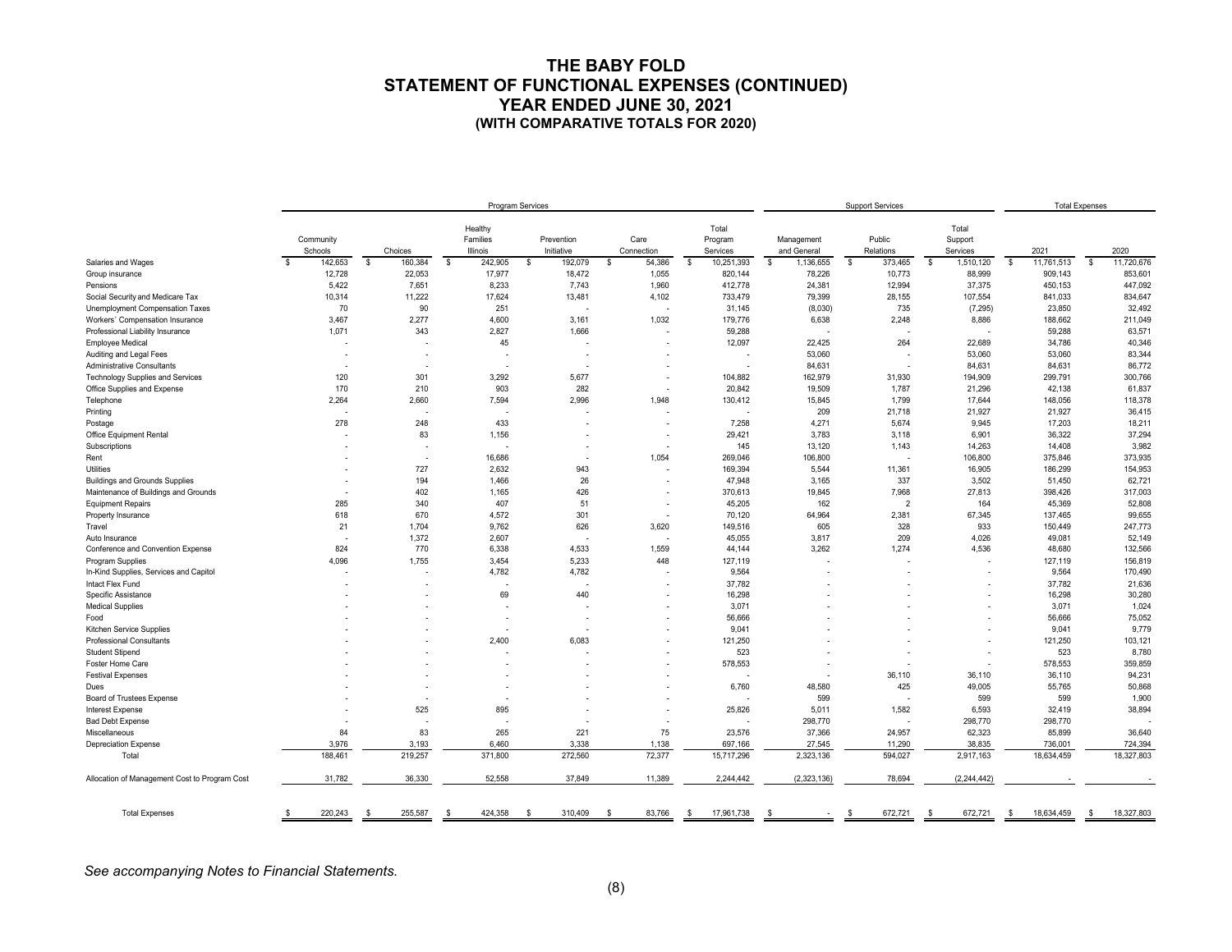# THE BABY FOLD
## STATEMENT OF FUNCTIONAL EXPENSES (CONTINUED)
### YEAR ENDED JUNE 30, 2021
#### (WITH COMPARATIVE TOTALS FOR 2020)

| | Program Services | | | | | | Support Services | | | Total Expenses | |
|---|---|---|---|---|---|---|---|---|---|---|---|
| | Community Schools | Choices | Healthy Families Illinois | Prevention Initiative | Care Connection | Total Program Services | Management and General | Public Relations | Total Support Services | 2021 | 2020 |
| Salaries and Wages | $ 142,653 | $ 160,384 | $ 242,905 | $ 192,079 | $ 54,386 | $ 10,251,393 | $ 1,136,655 | $ 373,465 | $ 1,510,120 | $ 11,761,513 | $ 11,720,676 |
| Group insurance | 12,728 | 22,053 | 17,977 | 18,472 | 1,055 | 820,144 | 78,226 | 10,773 | 88,999 | 909,143 | 853,601 |
| Pensions | 5,422 | 7,651 | 8,233 | 7,743 | 1,960 | 412,778 | 24,381 | 12,994 | 37,375 | 450,153 | 447,092 |
| Social Security and Medicare Tax | 10,314 | 11,222 | 17,624 | 13,481 | 4,102 | 733,479 | 79,399 | 28,155 | 107,554 | 841,033 | 834,647 |
| Unemployment Compensation Taxes | 70 | 90 | 251 | - | - | 31,145 | (8,030) | 735 | (7,295) | 23,850 | 32,492 |
| Workers' Compensation Insurance | 3,467 | 2,277 | 4,600 | 3,161 | 1,032 | 179,776 | 6,638 | 2,248 | 8,886 | 188,662 | 211,049 |
| Professional Liability Insurance | 1,071 | 343 | 2,827 | 1,666 | - | 59,288 | - | - | - | 59,288 | 63,571 |
| Employee Medical | - | - | 45 | - | - | 12,097 | 22,425 | 264 | 22,689 | 34,786 | 40,346 |
| Auditing and Legal Fees | - | - | - | - | - | - | 53,060 | - | 53,060 | 53,060 | 83,344 |
| Administrative Consultants | - | - | - | - | - | - | 84,631 | - | 84,631 | 84,631 | 86,772 |
| Technology Supplies and Services | 120 | 301 | 3,292 | 5,677 | - | 104,882 | 162,979 | 31,930 | 194,909 | 299,791 | 300,766 |
| Office Supplies and Expense | 170 | 210 | 903 | 282 | - | 20,842 | 19,509 | 1,787 | 21,296 | 42,138 | 61,837 |
| Telephone | 2,264 | 2,660 | 7,594 | 2,996 | 1,948 | 130,412 | 15,845 | 1,799 | 17,644 | 148,056 | 118,378 |
| Printing | - | - | - | - | - | - | 209 | 21,718 | 21,927 | 21,927 | 36,415 |
| Postage | 278 | 248 | 433 | - | - | 7,258 | 4,271 | 5,674 | 9,945 | 17,203 | 18,211 |
| Office Equipment Rental | - | 83 | 1,156 | - | - | 29,421 | 3,783 | 3,118 | 6,901 | 36,322 | 37,294 |
| Subscriptions | - | - | - | - | - | 145 | 13,120 | 1,143 | 14,263 | 14,408 | 3,982 |
| Rent | - | - | 16,686 | - | 1,054 | 269,046 | 106,800 | - | 106,800 | 375,846 | 373,935 |
| Utilities | - | 727 | 2,632 | 943 | - | 169,394 | 5,544 | 11,361 | 16,905 | 186,299 | 154,953 |
| Buildings and Grounds Supplies | - | 194 | 1,466 | 26 | - | 47,948 | 3,165 | 337 | 3,502 | 51,450 | 62,721 |
| Maintenance of Buildings and Grounds | - | 402 | 1,165 | 426 | - | 370,613 | 19,845 | 7,968 | 27,813 | 398,426 | 317,003 |
| Equipment Repairs | 285 | 340 | 407 | 51 | - | 45,205 | 162 | 2 | 164 | 45,369 | 52,808 |
| Property Insurance | 618 | 670 | 4,572 | 301 | - | 70,120 | 64,964 | 2,381 | 67,345 | 137,465 | 99,655 |
| Travel | 21 | 1,704 | 9,762 | 626 | 3,620 | 149,516 | 605 | 328 | 933 | 150,449 | 247,773 |
| Auto Insurance | - | 1,372 | 2,607 | - | - | 45,055 | 3,817 | 209 | 4,026 | 49,081 | 52,149 |
| Conference and Convention Expense | 824 | 770 | 6,338 | 4,533 | 1,559 | 44,144 | 3,262 | 1,274 | 4,536 | 48,680 | 132,566 |
| Program Supplies | 4,096 | 1,755 | 3,454 | 5,233 | 448 | 127,119 | - | - | - | 127,119 | 156,819 |
| In-Kind Supplies, Services and Capitol | - | - | 4,782 | 4,782 | - | 9,564 | - | - | - | 9,564 | 170,490 |
| Intact Flex Fund | - | - | - | - | - | 37,782 | - | - | - | 37,782 | 21,636 |
| Specific Assistance | - | - | 69 | 440 | - | 16,298 | - | - | - | 16,298 | 30,280 |
| Medical Supplies | - | - | - | - | - | 3,071 | - | - | - | 3,071 | 1,024 |
| Food | - | - | - | - | - | 56,666 | - | - | - | 56,666 | 75,052 |
| Kitchen Service Supplies | - | - | - | - | - | 9,041 | - | - | - | 9,041 | 9,779 |
| Professional Consultants | - | - | 2,400 | 6,083 | - | 121,250 | - | - | - | 121,250 | 103,121 |
| Student Stipend | - | - | - | - | - | 523 | - | - | - | 523 | 8,780 |
| Foster Home Care | - | - | - | - | - | 578,553 | - | - | - | 578,553 | 359,859 |
| Festival Expenses | - | - | - | - | - | - | - | 36,110 | 36,110 | 36,110 | 94,231 |
| Dues | - | - | - | - | - | 6,760 | 48,580 | 425 | 49,005 | 55,765 | 50,868 |
| Board of Trustees Expense | - | - | - | - | - | - | 599 | - | 599 | 599 | 1,900 |
| Interest Expense | - | 525 | 895 | - | - | 25,826 | 5,011 | 1,582 | 6,593 | 32,419 | 38,894 |
| Bad Debt Expense | - | - | - | - | - | - | 298,770 | - | 298,770 | 298,770 | - |
| Miscellaneous | 84 | 83 | 265 | 221 | 75 | 23,576 | 37,366 | 24,957 | 62,323 | 85,899 | 36,640 |
| Depreciation Expense | 3,976 | 3,193 | 6,460 | 3,338 | 1,138 | 697,166 | 27,545 | 11,290 | 38,835 | 736,001 | 724,394 |
| Total | 188,461 | 219,257 | 371,800 | 272,560 | 72,377 | 15,717,296 | 2,323,136 | 594,027 | 2,917,163 | 18,634,459 | 18,327,803 |
| Allocation of Management Cost to Program Cost | 31,782 | 36,330 | 52,558 | 37,849 | 11,389 | 2,244,442 | (2,323,136) | 78,694 | (2,244,442) | - | - |
| Total Expenses | $ 220,243 | $ 255,587 | $ 424,358 | $ 310,409 | $ 83,766 | $ 17,961,738 | $ - | $ 672,721 | $ 672,721 | $ 18,634,459 | $ 18,327,803 |

*See accompanying Notes to Financial Statements.*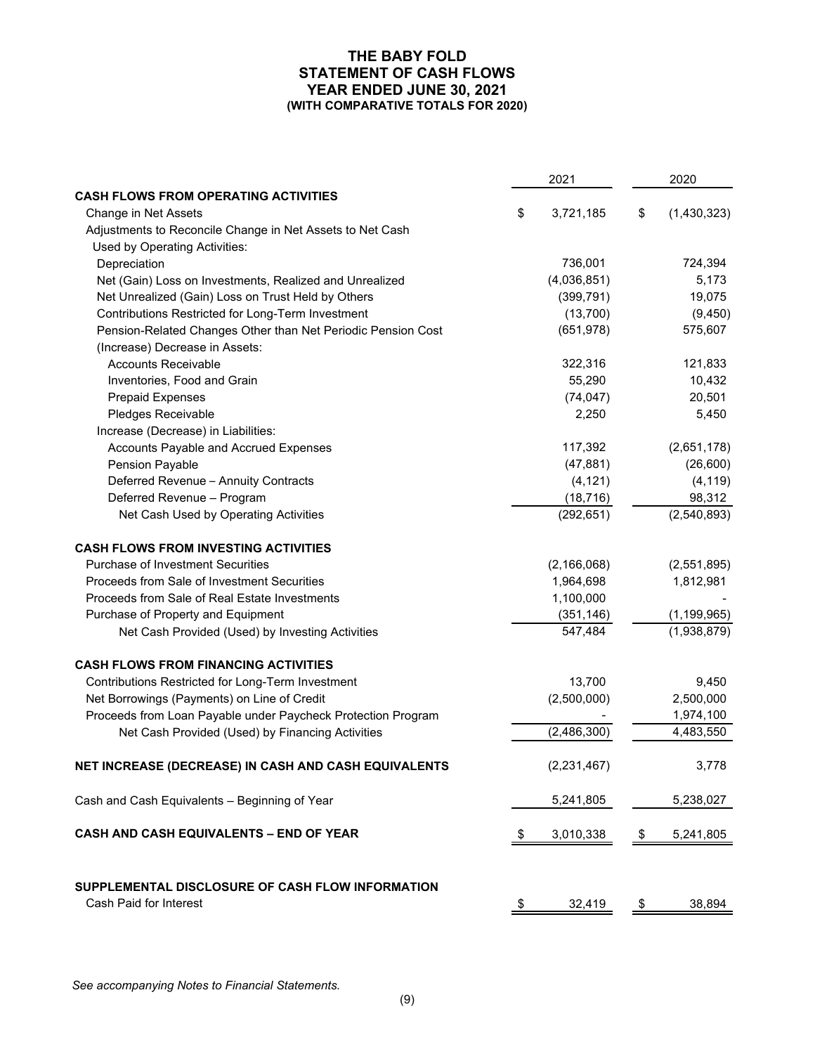# THE BABY FOLD
## STATEMENT OF CASH FLOWS
### YEAR ENDED JUNE 30, 2021
#### (WITH COMPARATIVE TOTALS FOR 2020)

| | 2021 | 2020 |
|---|---|---|
| **CASH FLOWS FROM OPERATING ACTIVITIES** | | |
| Change in Net Assets | $ 3,721,185 | $ (1,430,323) |
| Adjustments to Reconcile Change in Net Assets to Net Cash Used by Operating Activities: | | |
| Depreciation | 736,001 | 724,394 |
| Net (Gain) Loss on Investments, Realized and Unrealized | (4,036,851) | 5,173 |
| Net Unrealized (Gain) Loss on Trust Held by Others | (399,791) | 19,075 |
| Contributions Restricted for Long-Term Investment | (13,700) | (9,450) |
| Pension-Related Changes Other than Net Periodic Pension Cost | (651,978) | 575,607 |
| (Increase) Decrease in Assets: | | |
| Accounts Receivable | 322,316 | 121,833 |
| Inventories, Food and Grain | 55,290 | 10,432 |
| Prepaid Expenses | (74,047) | 20,501 |
| Pledges Receivable | 2,250 | 5,450 |
| Increase (Decrease) in Liabilities: | | |
| Accounts Payable and Accrued Expenses | 117,392 | (2,651,178) |
| Pension Payable | (47,881) | (26,600) |
| Deferred Revenue – Annuity Contracts | (4,121) | (4,119) |
| Deferred Revenue – Program | (18,716) | 98,312 |
| Net Cash Used by Operating Activities | (292,651) | (2,540,893) |
| **CASH FLOWS FROM INVESTING ACTIVITIES** | | |
| Purchase of Investment Securities | (2,166,068) | (2,551,895) |
| Proceeds from Sale of Investment Securities | 1,964,698 | 1,812,981 |
| Proceeds from Sale of Real Estate Investments | 1,100,000 | - |
| Purchase of Property and Equipment | (351,146) | (1,199,965) |
| Net Cash Provided (Used) by Investing Activities | 547,484 | (1,938,879) |
| **CASH FLOWS FROM FINANCING ACTIVITIES** | | |
| Contributions Restricted for Long-Term Investment | 13,700 | 9,450 |
| Net Borrowings (Payments) on Line of Credit | (2,500,000) | 2,500,000 |
| Proceeds from Loan Payable under Paycheck Protection Program | - | 1,974,100 |
| Net Cash Provided (Used) by Financing Activities | (2,486,300) | 4,483,550 |
| **NET INCREASE (DECREASE) IN CASH AND CASH EQUIVALENTS** | (2,231,467) | 3,778 |
| Cash and Cash Equivalents – Beginning of Year | 5,241,805 | 5,238,027 |
| **CASH AND CASH EQUIVALENTS – END OF YEAR** | $ 3,010,338 | $ 5,241,805 |
| **SUPPLEMENTAL DISCLOSURE OF CASH FLOW INFORMATION** | | |
| Cash Paid for Interest | $ 32,419 | $ 38,894 |

*See accompanying Notes to Financial Statements.*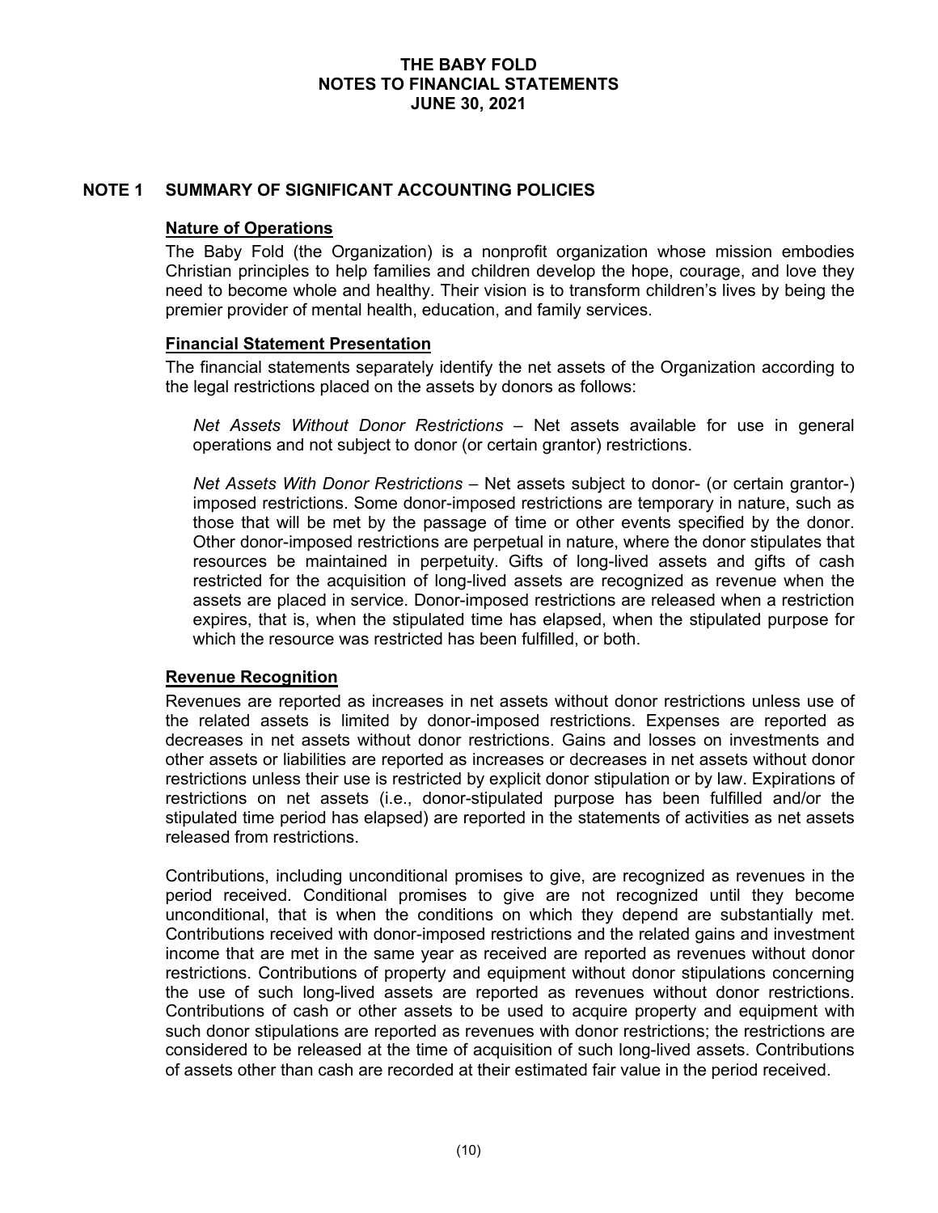# THE BABY FOLD
# NOTES TO FINANCIAL STATEMENTS
# JUNE 30, 2021

## NOTE 1 SUMMARY OF SIGNIFICANT ACCOUNTING POLICIES

### Nature of Operations

The Baby Fold (the Organization) is a nonprofit organization whose mission embodies Christian principles to help families and children develop the hope, courage, and love they need to become whole and healthy. Their vision is to transform children's lives by being the premier provider of mental health, education, and family services.

### Financial Statement Presentation

The financial statements separately identify the net assets of the Organization according to the legal restrictions placed on the assets by donors as follows:

*Net Assets Without Donor Restrictions* – Net assets available for use in general operations and not subject to donor (or certain grantor) restrictions.

*Net Assets With Donor Restrictions* – Net assets subject to donor- (or certain grantor-) imposed restrictions. Some donor-imposed restrictions are temporary in nature, such as those that will be met by the passage of time or other events specified by the donor. Other donor-imposed restrictions are perpetual in nature, where the donor stipulates that resources be maintained in perpetuity. Gifts of long-lived assets and gifts of cash restricted for the acquisition of long-lived assets are recognized as revenue when the assets are placed in service. Donor-imposed restrictions are released when a restriction expires, that is, when the stipulated time has elapsed, when the stipulated purpose for which the resource was restricted has been fulfilled, or both.

### Revenue Recognition

Revenues are reported as increases in net assets without donor restrictions unless use of the related assets is limited by donor-imposed restrictions. Expenses are reported as decreases in net assets without donor restrictions. Gains and losses on investments and other assets or liabilities are reported as increases or decreases in net assets without donor restrictions unless their use is restricted by explicit donor stipulation or by law. Expirations of restrictions on net assets (i.e., donor-stipulated purpose has been fulfilled and/or the stipulated time period has elapsed) are reported in the statements of activities as net assets released from restrictions.

Contributions, including unconditional promises to give, are recognized as revenues in the period received. Conditional promises to give are not recognized until they become unconditional, that is when the conditions on which they depend are substantially met. Contributions received with donor-imposed restrictions and the related gains and investment income that are met in the same year as received are reported as revenues without donor restrictions. Contributions of property and equipment without donor stipulations concerning the use of such long-lived assets are reported as revenues without donor restrictions. Contributions of cash or other assets to be used to acquire property and equipment with such donor stipulations are reported as revenues with donor restrictions; the restrictions are considered to be released at the time of acquisition of such long-lived assets. Contributions of assets other than cash are recorded at their estimated fair value in the period received.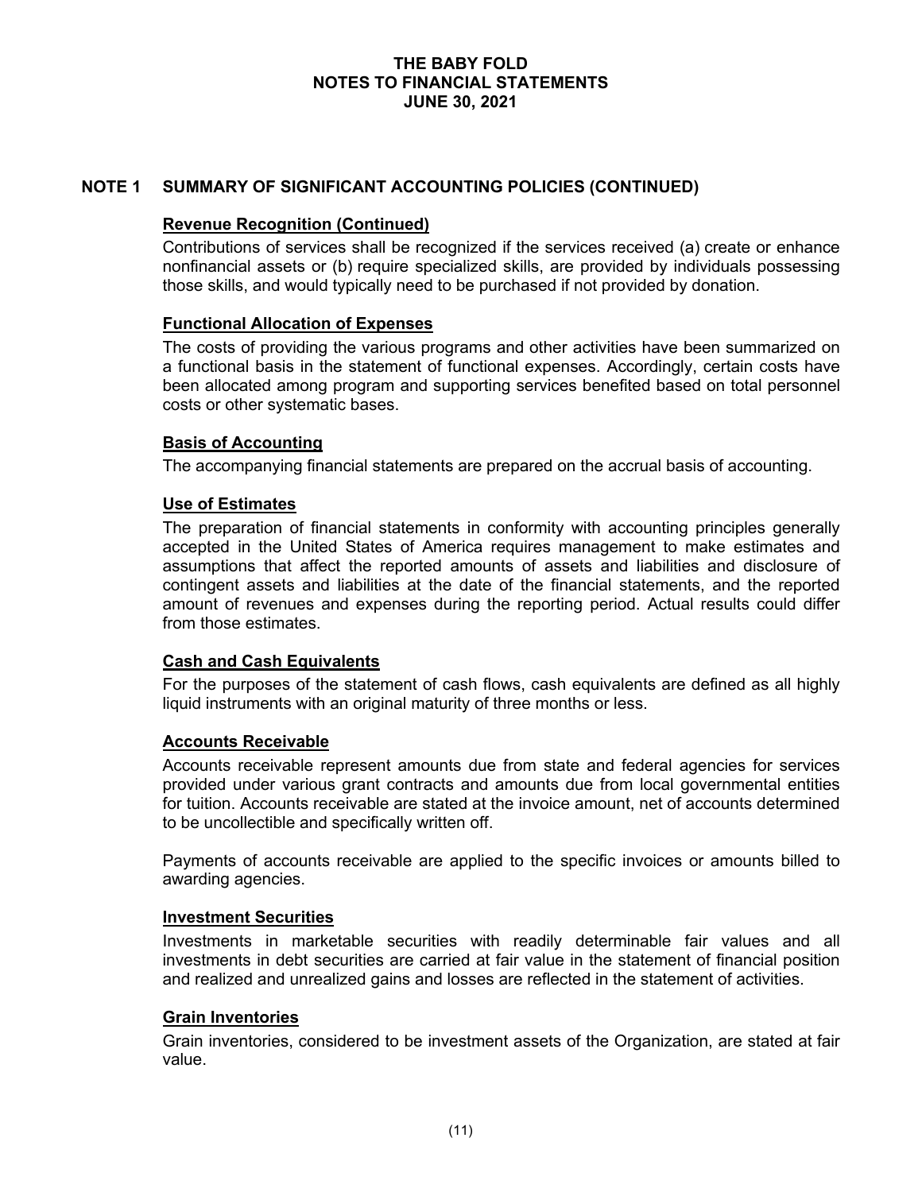## NOTE 1 SUMMARY OF SIGNIFICANT ACCOUNTING POLICIES (CONTINUED)

### Revenue Recognition (Continued)

Contributions of services shall be recognized if the services received (a) create or enhance nonfinancial assets or (b) require specialized skills, are provided by individuals possessing those skills, and would typically need to be purchased if not provided by donation.

### Functional Allocation of Expenses

The costs of providing the various programs and other activities have been summarized on a functional basis in the statement of functional expenses. Accordingly, certain costs have been allocated among program and supporting services benefited based on total personnel costs or other systematic bases.

### Basis of Accounting

The accompanying financial statements are prepared on the accrual basis of accounting.

### Use of Estimates

The preparation of financial statements in conformity with accounting principles generally accepted in the United States of America requires management to make estimates and assumptions that affect the reported amounts of assets and liabilities and disclosure of contingent assets and liabilities at the date of the financial statements, and the reported amount of revenues and expenses during the reporting period. Actual results could differ from those estimates.

### Cash and Cash Equivalents

For the purposes of the statement of cash flows, cash equivalents are defined as all highly liquid instruments with an original maturity of three months or less.

### Accounts Receivable

Accounts receivable represent amounts due from state and federal agencies for services provided under various grant contracts and amounts due from local governmental entities for tuition. Accounts receivable are stated at the invoice amount, net of accounts determined to be uncollectible and specifically written off.

Payments of accounts receivable are applied to the specific invoices or amounts billed to awarding agencies.

### Investment Securities

Investments in marketable securities with readily determinable fair values and all investments in debt securities are carried at fair value in the statement of financial position and realized and unrealized gains and losses are reflected in the statement of activities.

### Grain Inventories

Grain inventories, considered to be investment assets of the Organization, are stated at fair value.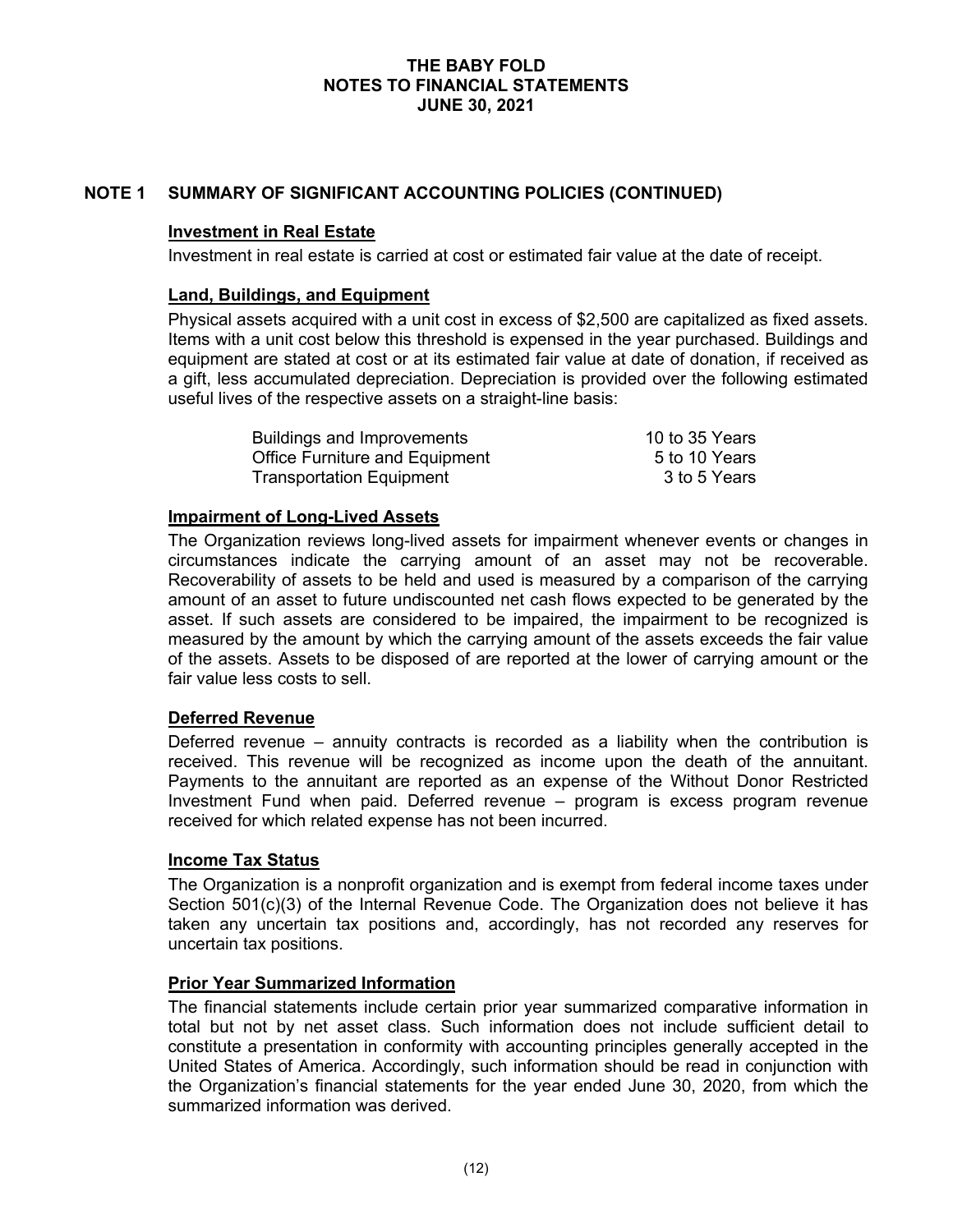## NOTE 1 SUMMARY OF SIGNIFICANT ACCOUNTING POLICIES (CONTINUED)

### Investment in Real Estate

Investment in real estate is carried at cost or estimated fair value at the date of receipt.

### Land, Buildings, and Equipment

Physical assets acquired with a unit cost in excess of $2,500 are capitalized as fixed assets. Items with a unit cost below this threshold is expensed in the year purchased. Buildings and equipment are stated at cost or at its estimated fair value at date of donation, if received as a gift, less accumulated depreciation. Depreciation is provided over the following estimated useful lives of the respective assets on a straight-line basis:

| | |
|---|---|
| Buildings and Improvements | 10 to 35 Years |
| Office Furniture and Equipment | 5 to 10 Years |
| Transportation Equipment | 3 to 5 Years |

### Impairment of Long-Lived Assets

The Organization reviews long-lived assets for impairment whenever events or changes in circumstances indicate the carrying amount of an asset may not be recoverable. Recoverability of assets to be held and used is measured by a comparison of the carrying amount of an asset to future undiscounted net cash flows expected to be generated by the asset. If such assets are considered to be impaired, the impairment to be recognized is measured by the amount by which the carrying amount of the assets exceeds the fair value of the assets. Assets to be disposed of are reported at the lower of carrying amount or the fair value less costs to sell.

### Deferred Revenue

Deferred revenue – annuity contracts is recorded as a liability when the contribution is received. This revenue will be recognized as income upon the death of the annuitant. Payments to the annuitant are reported as an expense of the Without Donor Restricted Investment Fund when paid. Deferred revenue – program is excess program revenue received for which related expense has not been incurred.

### Income Tax Status

The Organization is a nonprofit organization and is exempt from federal income taxes under Section 501(c)(3) of the Internal Revenue Code. The Organization does not believe it has taken any uncertain tax positions and, accordingly, has not recorded any reserves for uncertain tax positions.

### Prior Year Summarized Information

The financial statements include certain prior year summarized comparative information in total but not by net asset class. Such information does not include sufficient detail to constitute a presentation in conformity with accounting principles generally accepted in the United States of America. Accordingly, such information should be read in conjunction with the Organization's financial statements for the year ended June 30, 2020, from which the summarized information was derived.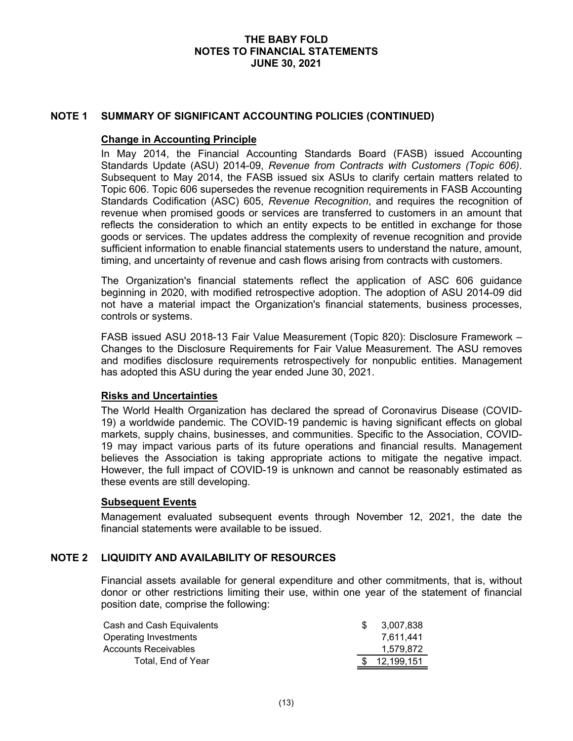# THE BABY FOLD
# NOTES TO FINANCIAL STATEMENTS
# JUNE 30, 2021

## NOTE 1 SUMMARY OF SIGNIFICANT ACCOUNTING POLICIES (CONTINUED)

### Change in Accounting Principle

In May 2014, the Financial Accounting Standards Board (FASB) issued Accounting Standards Update (ASU) 2014-09, *Revenue from Contracts with Customers (Topic 606)*. Subsequent to May 2014, the FASB issued six ASUs to clarify certain matters related to Topic 606. Topic 606 supersedes the revenue recognition requirements in FASB Accounting Standards Codification (ASC) 605, *Revenue Recognition*, and requires the recognition of revenue when promised goods or services are transferred to customers in an amount that reflects the consideration to which an entity expects to be entitled in exchange for those goods or services. The updates address the complexity of revenue recognition and provide sufficient information to enable financial statements users to understand the nature, amount, timing, and uncertainty of revenue and cash flows arising from contracts with customers.

The Organization's financial statements reflect the application of ASC 606 guidance beginning in 2020, with modified retrospective adoption. The adoption of ASU 2014-09 did not have a material impact the Organization's financial statements, business processes, controls or systems.

FASB issued ASU 2018-13 Fair Value Measurement (Topic 820): Disclosure Framework – Changes to the Disclosure Requirements for Fair Value Measurement. The ASU removes and modifies disclosure requirements retrospectively for nonpublic entities. Management has adopted this ASU during the year ended June 30, 2021.

### Risks and Uncertainties

The World Health Organization has declared the spread of Coronavirus Disease (COVID-19) a worldwide pandemic. The COVID-19 pandemic is having significant effects on global markets, supply chains, businesses, and communities. Specific to the Association, COVID-19 may impact various parts of its future operations and financial results. Management believes the Association is taking appropriate actions to mitigate the negative impact. However, the full impact of COVID-19 is unknown and cannot be reasonably estimated as these events are still developing.

### Subsequent Events

Management evaluated subsequent events through November 12, 2021, the date the financial statements were available to be issued.

## NOTE 2 LIQUIDITY AND AVAILABILITY OF RESOURCES

Financial assets available for general expenditure and other commitments, that is, without donor or other restrictions limiting their use, within one year of the statement of financial position date, comprise the following:

| | |
|---|---|
| Cash and Cash Equivalents | $ 3,007,838 |
| Operating Investments | 7,611,441 |
| Accounts Receivables | 1,579,872 |
| Total, End of Year | $ 12,199,151 |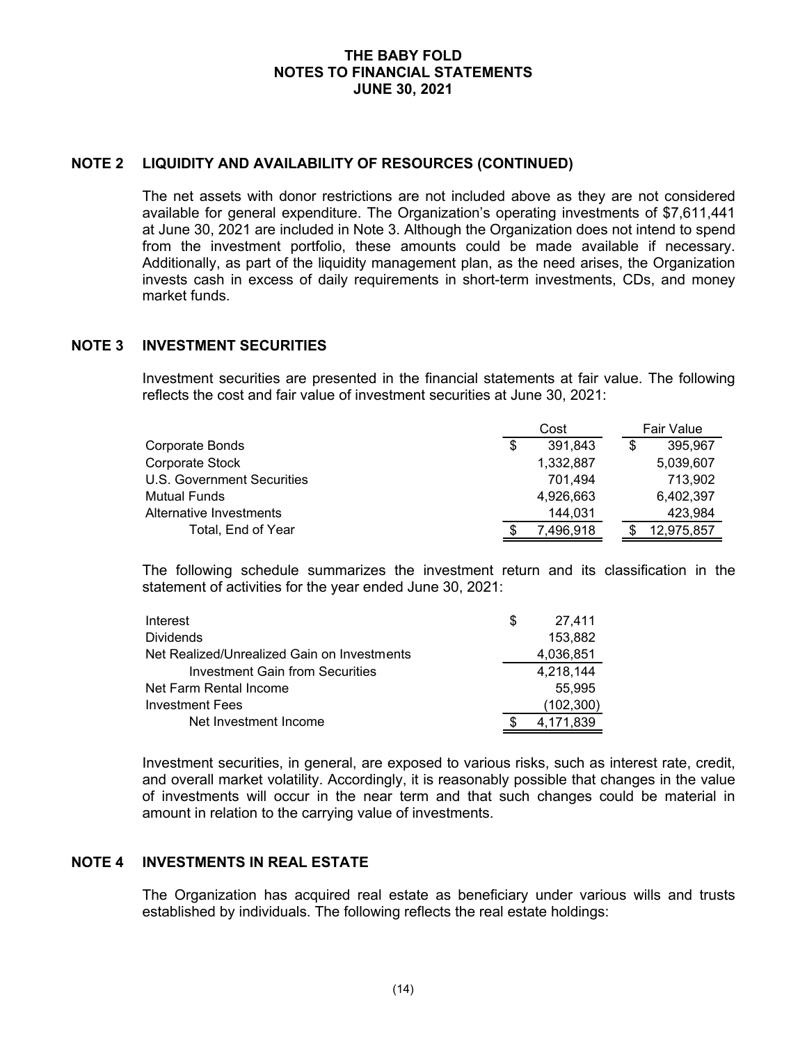# THE BABY FOLD
# NOTES TO FINANCIAL STATEMENTS
# JUNE 30, 2021

## NOTE 2 LIQUIDITY AND AVAILABILITY OF RESOURCES (CONTINUED)

The net assets with donor restrictions are not included above as they are not considered available for general expenditure. The Organization's operating investments of $7,611,441 at June 30, 2021 are included in Note 3. Although the Organization does not intend to spend from the investment portfolio, these amounts could be made available if necessary. Additionally, as part of the liquidity management plan, as the need arises, the Organization invests cash in excess of daily requirements in short-term investments, CDs, and money market funds.

## NOTE 3 INVESTMENT SECURITIES

Investment securities are presented in the financial statements at fair value. The following reflects the cost and fair value of investment securities at June 30, 2021:

| | Cost | Fair Value |
|---|---|---|
| Corporate Bonds | $ 391,843 | $ 395,967 |
| Corporate Stock | 1,332,887 | 5,039,607 |
| U.S. Government Securities | 701,494 | 713,902 |
| Mutual Funds | 4,926,663 | 6,402,397 |
| Alternative Investments | 144,031 | 423,984 |
| Total, End of Year | $ 7,496,918 | $ 12,975,857 |

The following schedule summarizes the investment return and its classification in the statement of activities for the year ended June 30, 2021:

| | |
|---|---|
| Interest | $ 27,411 |
| Dividends | 153,882 |
| Net Realized/Unrealized Gain on Investments | 4,036,851 |
| Investment Gain from Securities | 4,218,144 |
| Net Farm Rental Income | 55,995 |
| Investment Fees | (102,300) |
| Net Investment Income | $ 4,171,839 |

Investment securities, in general, are exposed to various risks, such as interest rate, credit, and overall market volatility. Accordingly, it is reasonably possible that changes in the value of investments will occur in the near term and that such changes could be material in amount in relation to the carrying value of investments.

## NOTE 4 INVESTMENTS IN REAL ESTATE

The Organization has acquired real estate as beneficiary under various wills and trusts established by individuals. The following reflects the real estate holdings: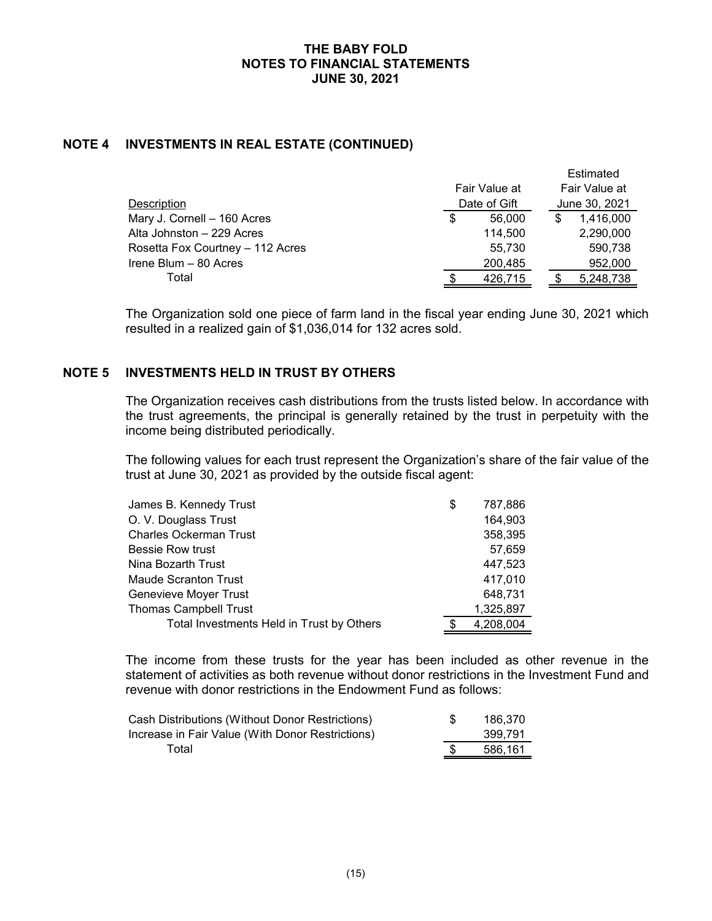**THE BABY FOLD**
**NOTES TO FINANCIAL STATEMENTS**
**JUNE 30, 2021**

## NOTE 4 INVESTMENTS IN REAL ESTATE (CONTINUED)

| Description | Fair Value at Date of Gift | Estimated Fair Value at June 30, 2021 |
|---|---|---|
| Mary J. Cornell – 160 Acres | $ 56,000 | $ 1,416,000 |
| Alta Johnston – 229 Acres | 114,500 | 2,290,000 |
| Rosetta Fox Courtney – 112 Acres | 55,730 | 590,738 |
| Irene Blum – 80 Acres | 200,485 | 952,000 |
| Total | $ 426,715 | $ 5,248,738 |

The Organization sold one piece of farm land in the fiscal year ending June 30, 2021 which resulted in a realized gain of $1,036,014 for 132 acres sold.

## NOTE 5 INVESTMENTS HELD IN TRUST BY OTHERS

The Organization receives cash distributions from the trusts listed below. In accordance with the trust agreements, the principal is generally retained by the trust in perpetuity with the income being distributed periodically.

The following values for each trust represent the Organization's share of the fair value of the trust at June 30, 2021 as provided by the outside fiscal agent:

| | |
|---|---|
| James B. Kennedy Trust | $ 787,886 |
| O. V. Douglass Trust | 164,903 |
| Charles Ockerman Trust | 358,395 |
| Bessie Row trust | 57,659 |
| Nina Bozarth Trust | 447,523 |
| Maude Scranton Trust | 417,010 |
| Genevieve Moyer Trust | 648,731 |
| Thomas Campbell Trust | 1,325,897 |
| Total Investments Held in Trust by Others | $ 4,208,004 |

The income from these trusts for the year has been included as other revenue in the statement of activities as both revenue without donor restrictions in the Investment Fund and revenue with donor restrictions in the Endowment Fund as follows:

| | |
|---|---|
| Cash Distributions (Without Donor Restrictions) | $ 186,370 |
| Increase in Fair Value (With Donor Restrictions) | 399,791 |
| Total | $ 586,161 |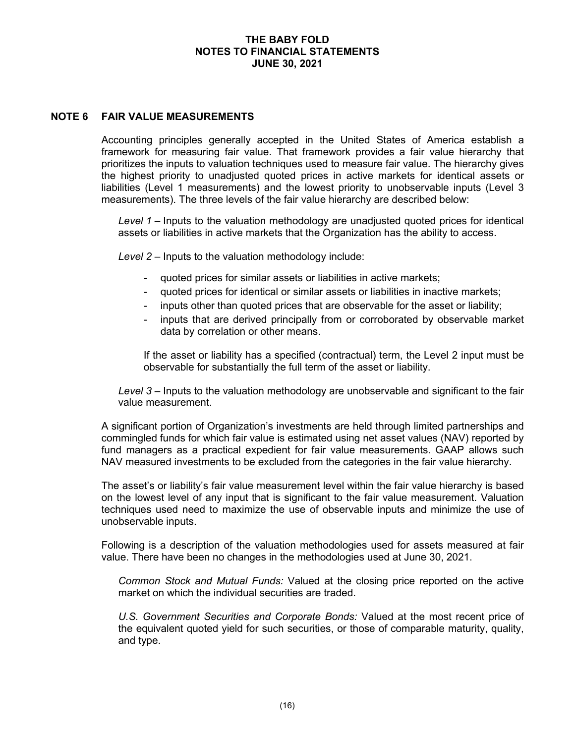## NOTE 6 FAIR VALUE MEASUREMENTS

Accounting principles generally accepted in the United States of America establish a framework for measuring fair value. That framework provides a fair value hierarchy that prioritizes the inputs to valuation techniques used to measure fair value. The hierarchy gives the highest priority to unadjusted quoted prices in active markets for identical assets or liabilities (Level 1 measurements) and the lowest priority to unobservable inputs (Level 3 measurements). The three levels of the fair value hierarchy are described below:

*Level 1* – Inputs to the valuation methodology are unadjusted quoted prices for identical assets or liabilities in active markets that the Organization has the ability to access.

*Level 2* – Inputs to the valuation methodology include:

- quoted prices for similar assets or liabilities in active markets;
- quoted prices for identical or similar assets or liabilities in inactive markets;
- inputs other than quoted prices that are observable for the asset or liability;
- inputs that are derived principally from or corroborated by observable market data by correlation or other means.

If the asset or liability has a specified (contractual) term, the Level 2 input must be observable for substantially the full term of the asset or liability.

*Level 3* – Inputs to the valuation methodology are unobservable and significant to the fair value measurement.

A significant portion of Organization's investments are held through limited partnerships and commingled funds for which fair value is estimated using net asset values (NAV) reported by fund managers as a practical expedient for fair value measurements. GAAP allows such NAV measured investments to be excluded from the categories in the fair value hierarchy.

The asset's or liability's fair value measurement level within the fair value hierarchy is based on the lowest level of any input that is significant to the fair value measurement. Valuation techniques used need to maximize the use of observable inputs and minimize the use of unobservable inputs.

Following is a description of the valuation methodologies used for assets measured at fair value. There have been no changes in the methodologies used at June 30, 2021.

*Common Stock and Mutual Funds:* Valued at the closing price reported on the active market on which the individual securities are traded.

*U.S. Government Securities and Corporate Bonds:* Valued at the most recent price of the equivalent quoted yield for such securities, or those of comparable maturity, quality, and type.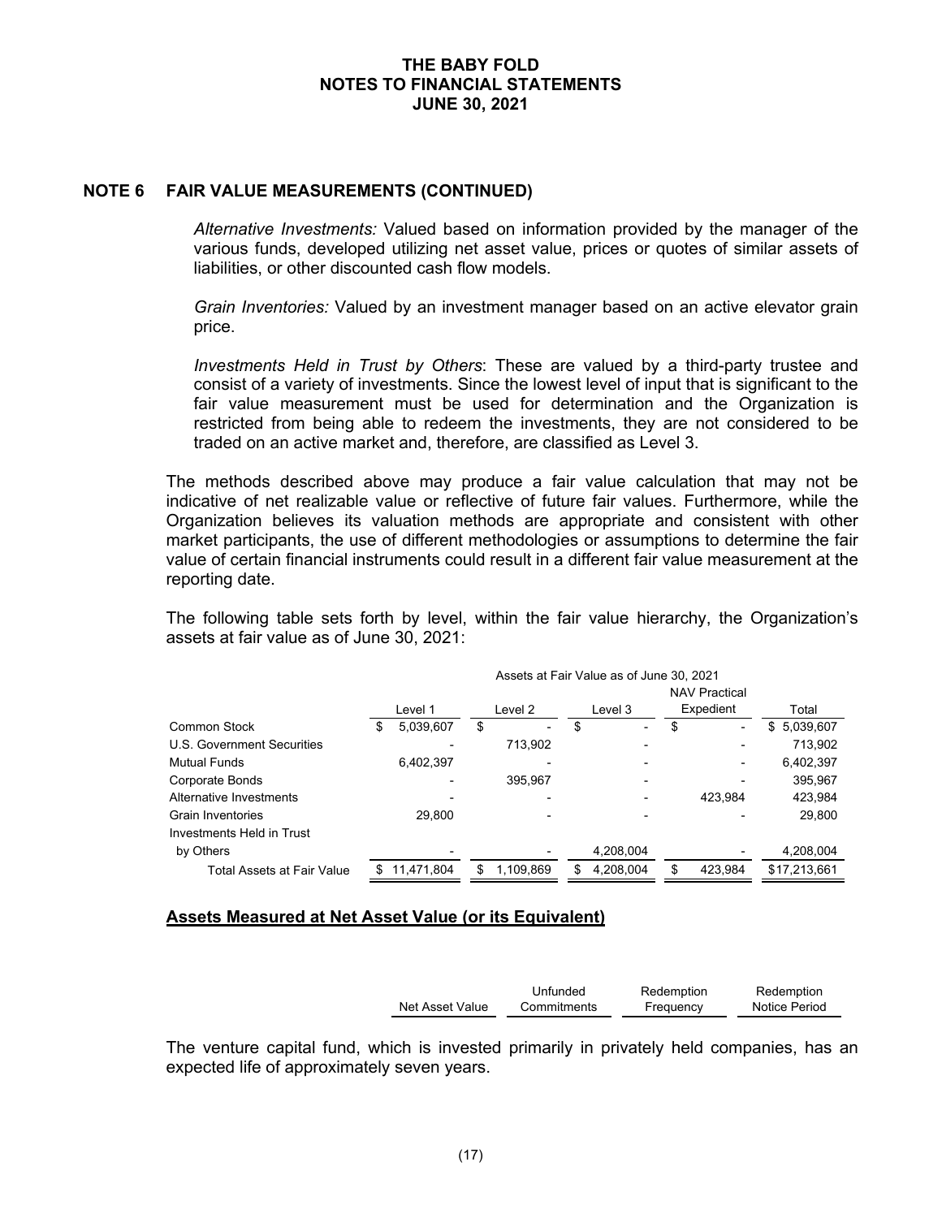## NOTE 6 FAIR VALUE MEASUREMENTS (CONTINUED)

*Alternative Investments:* Valued based on information provided by the manager of the various funds, developed utilizing net asset value, prices or quotes of similar assets of liabilities, or other discounted cash flow models.

*Grain Inventories:* Valued by an investment manager based on an active elevator grain price.

*Investments Held in Trust by Others*: These are valued by a third-party trustee and consist of a variety of investments. Since the lowest level of input that is significant to the fair value measurement must be used for determination and the Organization is restricted from being able to redeem the investments, they are not considered to be traded on an active market and, therefore, are classified as Level 3.

The methods described above may produce a fair value calculation that may not be indicative of net realizable value or reflective of future fair values. Furthermore, while the Organization believes its valuation methods are appropriate and consistent with other market participants, the use of different methodologies or assumptions to determine the fair value of certain financial instruments could result in a different fair value measurement at the reporting date.

The following table sets forth by level, within the fair value hierarchy, the Organization's assets at fair value as of June 30, 2021:

| | Assets at Fair Value as of June 30, 2021 | | | | |
|---|---|---|---|---|---|
| | Level 1 | Level 2 | Level 3 | NAV Practical Expedient | Total |
| Common Stock | $ 5,039,607 | $ - | $ - | $ - | $ 5,039,607 |
| U.S. Government Securities | - | 713,902 | - | - | 713,902 |
| Mutual Funds | 6,402,397 | - | - | - | 6,402,397 |
| Corporate Bonds | - | 395,967 | - | - | 395,967 |
| Alternative Investments | - | - | - | 423,984 | 423,984 |
| Grain Inventories | 29,800 | - | - | - | 29,800 |
| Investments Held in Trust by Others | - | - | 4,208,004 | - | 4,208,004 |
| Total Assets at Fair Value | $ 11,471,804 | $ 1,109,869 | $ 4,208,004 | $ 423,984 | $17,213,661 |

### Assets Measured at Net Asset Value (or its Equivalent)

| Net Asset Value | Unfunded Commitments | Redemption Frequency | Redemption Notice Period |
|---|---|---|---|

The venture capital fund, which is invested primarily in privately held companies, has an expected life of approximately seven years.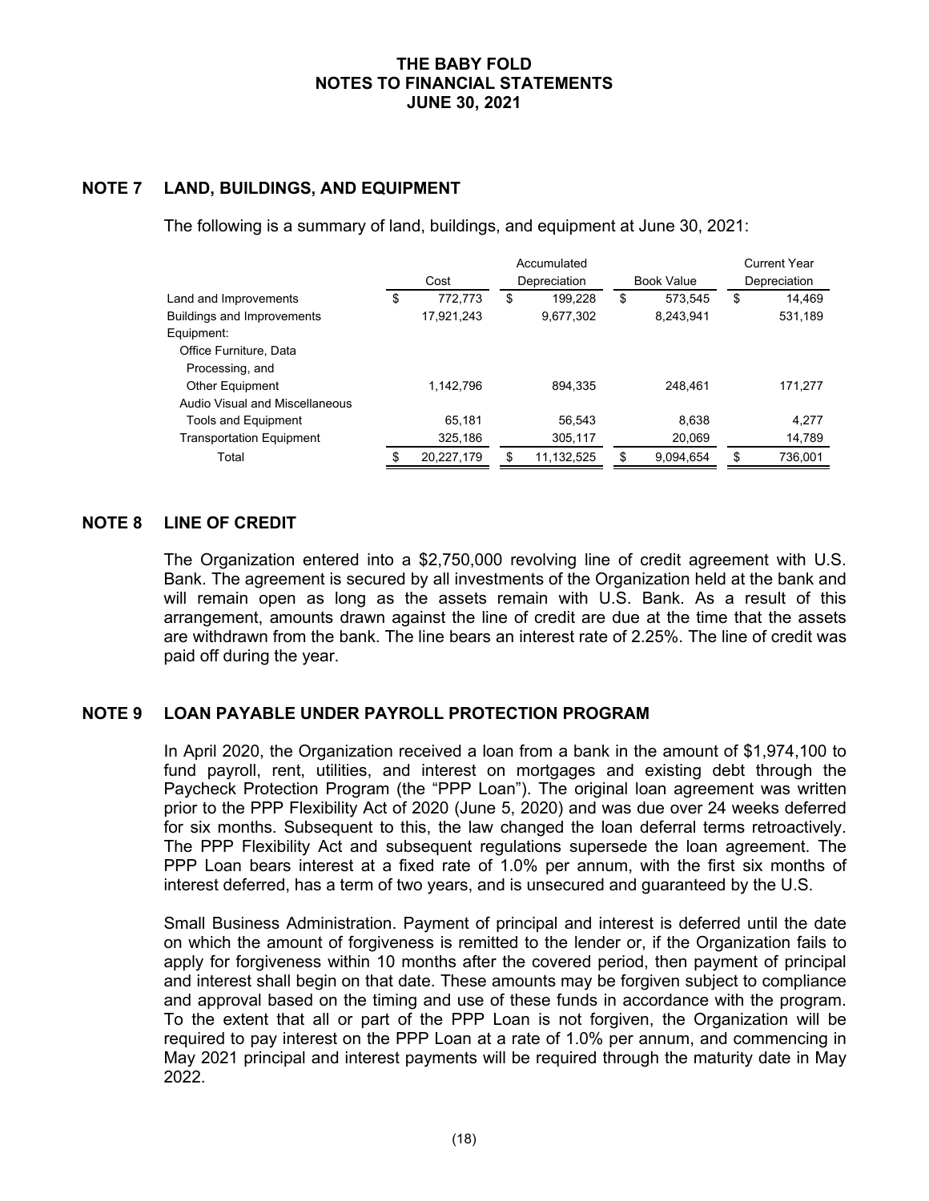# THE BABY FOLD
# NOTES TO FINANCIAL STATEMENTS
# JUNE 30, 2021

## NOTE 7 LAND, BUILDINGS, AND EQUIPMENT

The following is a summary of land, buildings, and equipment at June 30, 2021:

| | Cost | Accumulated Depreciation | Book Value | Current Year Depreciation |
|---|---|---|---|---|
| Land and Improvements | $ 772,773 | $ 199,228 | $ 573,545 | $ 14,469 |
| Buildings and Improvements | 17,921,243 | 9,677,302 | 8,243,941 | 531,189 |
| Equipment: | | | | |
| Office Furniture, Data Processing, and Other Equipment | 1,142,796 | 894,335 | 248,461 | 171,277 |
| Audio Visual and Miscellaneous Tools and Equipment | 65,181 | 56,543 | 8,638 | 4,277 |
| Transportation Equipment | 325,186 | 305,117 | 20,069 | 14,789 |
| Total | $ 20,227,179 | $ 11,132,525 | $ 9,094,654 | $ 736,001 |

## NOTE 8 LINE OF CREDIT

The Organization entered into a $2,750,000 revolving line of credit agreement with U.S. Bank. The agreement is secured by all investments of the Organization held at the bank and will remain open as long as the assets remain with U.S. Bank. As a result of this arrangement, amounts drawn against the line of credit are due at the time that the assets are withdrawn from the bank. The line bears an interest rate of 2.25%. The line of credit was paid off during the year.

## NOTE 9 LOAN PAYABLE UNDER PAYROLL PROTECTION PROGRAM

In April 2020, the Organization received a loan from a bank in the amount of $1,974,100 to fund payroll, rent, utilities, and interest on mortgages and existing debt through the Paycheck Protection Program (the "PPP Loan"). The original loan agreement was written prior to the PPP Flexibility Act of 2020 (June 5, 2020) and was due over 24 weeks deferred for six months. Subsequent to this, the law changed the loan deferral terms retroactively. The PPP Flexibility Act and subsequent regulations supersede the loan agreement. The PPP Loan bears interest at a fixed rate of 1.0% per annum, with the first six months of interest deferred, has a term of two years, and is unsecured and guaranteed by the U.S.

Small Business Administration. Payment of principal and interest is deferred until the date on which the amount of forgiveness is remitted to the lender or, if the Organization fails to apply for forgiveness within 10 months after the covered period, then payment of principal and interest shall begin on that date. These amounts may be forgiven subject to compliance and approval based on the timing and use of these funds in accordance with the program. To the extent that all or part of the PPP Loan is not forgiven, the Organization will be required to pay interest on the PPP Loan at a rate of 1.0% per annum, and commencing in May 2021 principal and interest payments will be required through the maturity date in May 2022.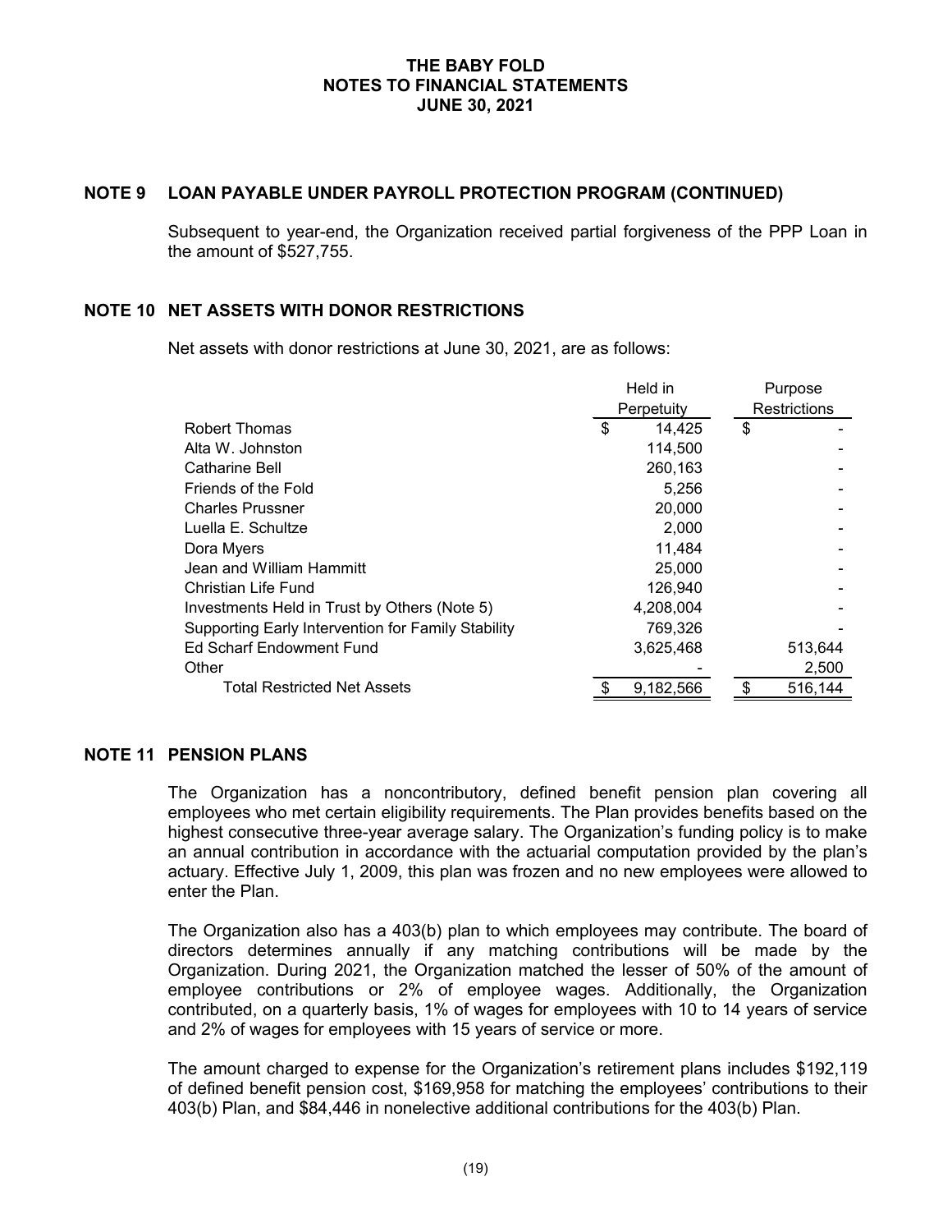# THE BABY FOLD
# NOTES TO FINANCIAL STATEMENTS
# JUNE 30, 2021

## NOTE 9 LOAN PAYABLE UNDER PAYROLL PROTECTION PROGRAM (CONTINUED)

Subsequent to year-end, the Organization received partial forgiveness of the PPP Loan in the amount of $527,755.

## NOTE 10 NET ASSETS WITH DONOR RESTRICTIONS

Net assets with donor restrictions at June 30, 2021, are as follows:

| | Held in Perpetuity | Purpose Restrictions |
|---|---|---|
| Robert Thomas | $ 14,425 | $ - |
| Alta W. Johnston | 114,500 | - |
| Catharine Bell | 260,163 | - |
| Friends of the Fold | 5,256 | - |
| Charles Prussner | 20,000 | - |
| Luella E. Schultze | 2,000 | - |
| Dora Myers | 11,484 | - |
| Jean and William Hammitt | 25,000 | - |
| Christian Life Fund | 126,940 | - |
| Investments Held in Trust by Others (Note 5) | 4,208,004 | - |
| Supporting Early Intervention for Family Stability | 769,326 | - |
| Ed Scharf Endowment Fund | 3,625,468 | 513,644 |
| Other | - | 2,500 |
| Total Restricted Net Assets | $ 9,182,566 | $ 516,144 |

## NOTE 11 PENSION PLANS

The Organization has a noncontributory, defined benefit pension plan covering all employees who met certain eligibility requirements. The Plan provides benefits based on the highest consecutive three-year average salary. The Organization's funding policy is to make an annual contribution in accordance with the actuarial computation provided by the plan's actuary. Effective July 1, 2009, this plan was frozen and no new employees were allowed to enter the Plan.

The Organization also has a 403(b) plan to which employees may contribute. The board of directors determines annually if any matching contributions will be made by the Organization. During 2021, the Organization matched the lesser of 50% of the amount of employee contributions or 2% of employee wages. Additionally, the Organization contributed, on a quarterly basis, 1% of wages for employees with 10 to 14 years of service and 2% of wages for employees with 15 years of service or more.

The amount charged to expense for the Organization's retirement plans includes $192,119 of defined benefit pension cost, $169,958 for matching the employees' contributions to their 403(b) Plan, and $84,446 in nonelective additional contributions for the 403(b) Plan.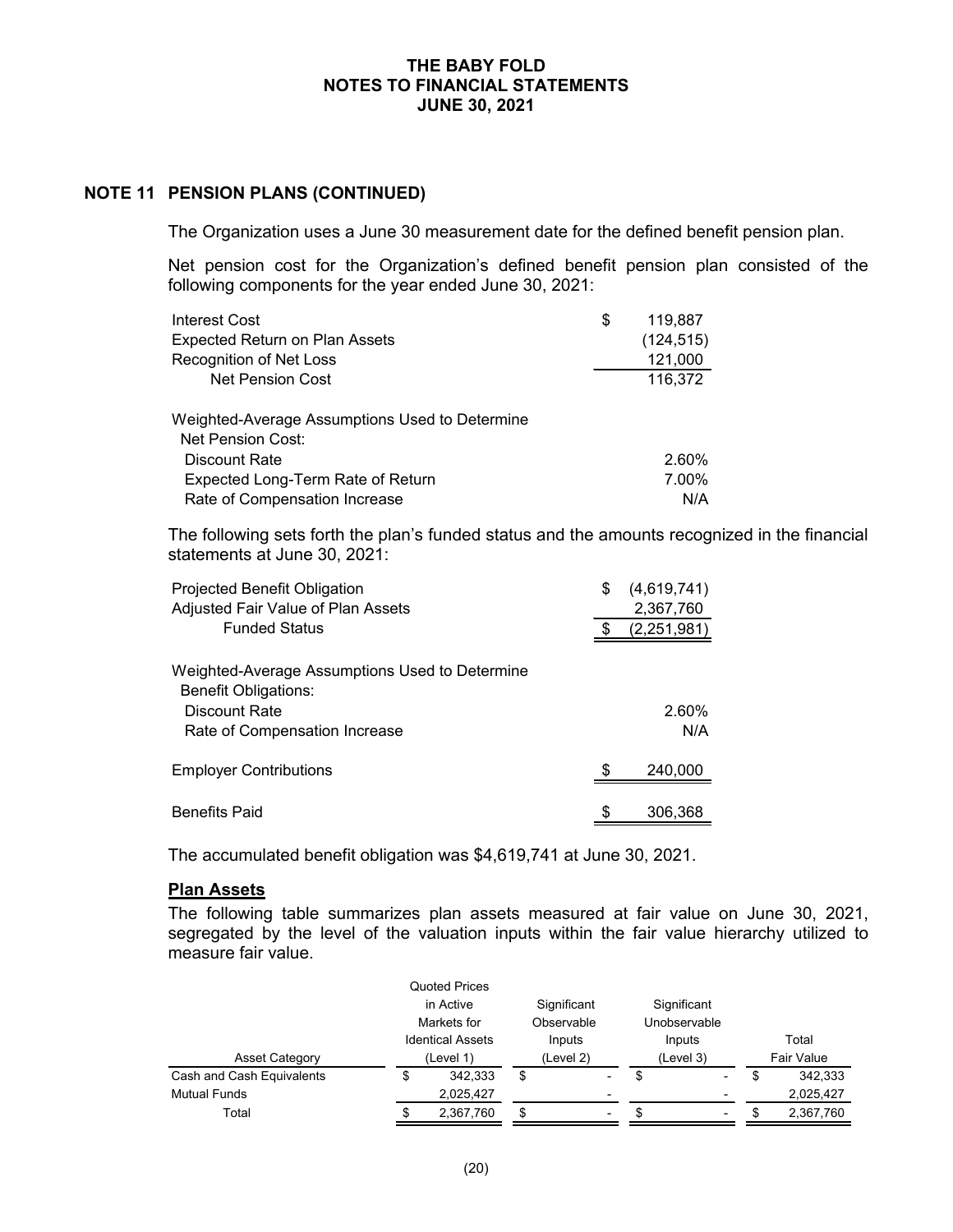## NOTE 11 PENSION PLANS (CONTINUED)

The Organization uses a June 30 measurement date for the defined benefit pension plan.

Net pension cost for the Organization's defined benefit pension plan consisted of the following components for the year ended June 30, 2021:

| | |
|---|---|
| Interest Cost | $ 119,887 |
| Expected Return on Plan Assets | (124,515) |
| Recognition of Net Loss | 121,000 |
| Net Pension Cost | 116,372 |
| | |
| Weighted-Average Assumptions Used to Determine Net Pension Cost: | |
| Discount Rate | 2.60% |
| Expected Long-Term Rate of Return | 7.00% |
| Rate of Compensation Increase | N/A |

The following sets forth the plan's funded status and the amounts recognized in the financial statements at June 30, 2021:

| | |
|---|---|
| Projected Benefit Obligation | $ (4,619,741) |
| Adjusted Fair Value of Plan Assets | 2,367,760 |
| Funded Status | $ (2,251,981) |
| | |
| Weighted-Average Assumptions Used to Determine Benefit Obligations: | |
| Discount Rate | 2.60% |
| Rate of Compensation Increase | N/A |
| | |
| Employer Contributions | $ 240,000 |
| | |
| Benefits Paid | $ 306,368 |

The accumulated benefit obligation was $4,619,741 at June 30, 2021.

### Plan Assets

The following table summarizes plan assets measured at fair value on June 30, 2021, segregated by the level of the valuation inputs within the fair value hierarchy utilized to measure fair value.

| Asset Category | Quoted Prices in Active Markets for Identical Assets (Level 1) | Significant Observable Inputs (Level 2) | Significant Unobservable Inputs (Level 3) | Total Fair Value |
|---|---|---|---|---|
| Cash and Cash Equivalents | $ 342,333 | $ - | $ - | $ 342,333 |
| Mutual Funds | 2,025,427 | - | - | 2,025,427 |
| Total | $ 2,367,760 | $ - | $ - | $ 2,367,760 |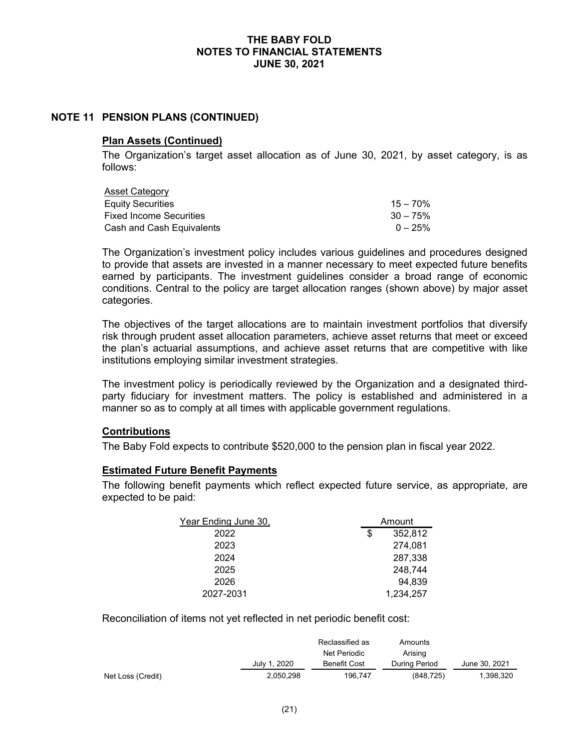# THE BABY FOLD
# NOTES TO FINANCIAL STATEMENTS
# JUNE 30, 2021

## NOTE 11 PENSION PLANS (CONTINUED)

### Plan Assets (Continued)

The Organization's target asset allocation as of June 30, 2021, by asset category, is as follows:

| Asset Category | |
|---|---|
| Equity Securities | 15 – 70% |
| Fixed Income Securities | 30 – 75% |
| Cash and Cash Equivalents | 0 – 25% |

The Organization's investment policy includes various guidelines and procedures designed to provide that assets are invested in a manner necessary to meet expected future benefits earned by participants. The investment guidelines consider a broad range of economic conditions. Central to the policy are target allocation ranges (shown above) by major asset categories.

The objectives of the target allocations are to maintain investment portfolios that diversify risk through prudent asset allocation parameters, achieve asset returns that meet or exceed the plan's actuarial assumptions, and achieve asset returns that are competitive with like institutions employing similar investment strategies.

The investment policy is periodically reviewed by the Organization and a designated third-party fiduciary for investment matters. The policy is established and administered in a manner so as to comply at all times with applicable government regulations.

### Contributions

The Baby Fold expects to contribute $520,000 to the pension plan in fiscal year 2022.

### Estimated Future Benefit Payments

The following benefit payments which reflect expected future service, as appropriate, are expected to be paid:

| Year Ending June 30, | Amount |
|---|---|
| 2022 | $ 352,812 |
| 2023 | 274,081 |
| 2024 | 287,338 |
| 2025 | 248,744 |
| 2026 | 94,839 |
| 2027-2031 | 1,234,257 |

Reconciliation of items not yet reflected in net periodic benefit cost:

| | July 1, 2020 | Reclassified as Net Periodic Benefit Cost | Amounts Arising During Period | June 30, 2021 |
|---|---|---|---|---|
| Net Loss (Credit) | 2,050,298 | 196,747 | (848,725) | 1,398,320 |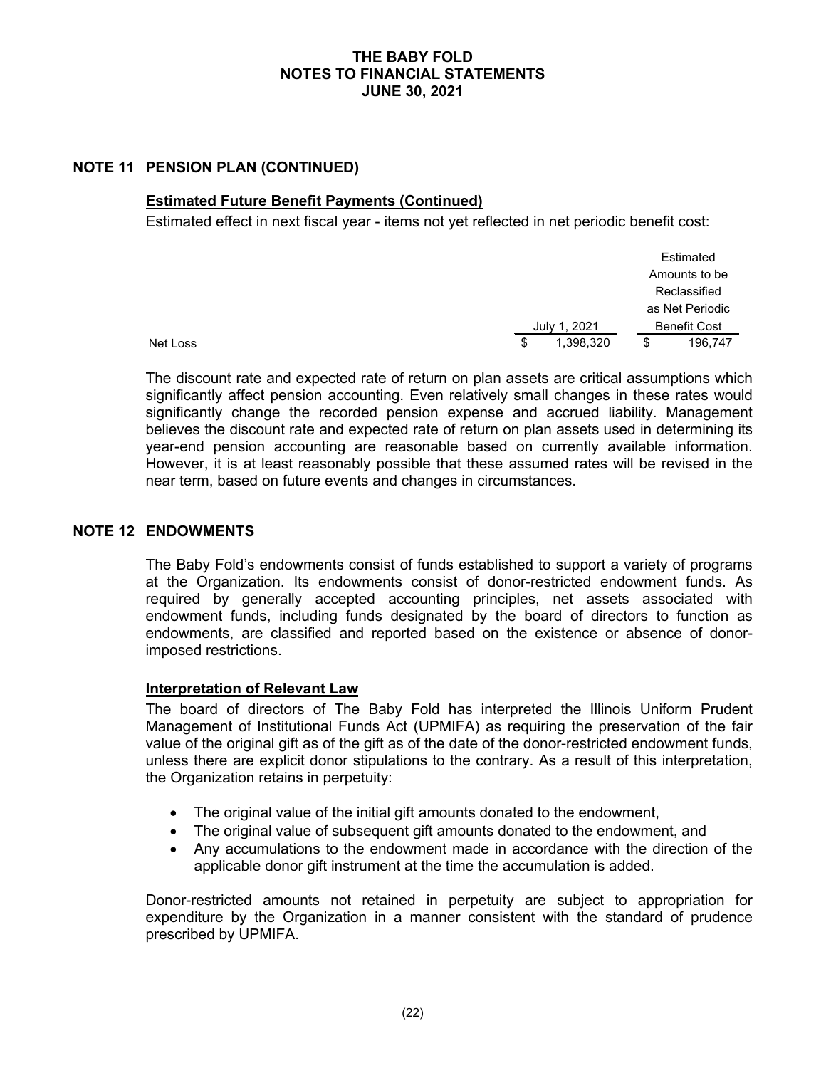## NOTE 11 PENSION PLAN (CONTINUED)

### Estimated Future Benefit Payments (Continued)

Estimated effect in next fiscal year - items not yet reflected in net periodic benefit cost:

| | July 1, 2021 | Estimated Amounts to be Reclassified as Net Periodic Benefit Cost |
|---|---|---|
| Net Loss | $ 1,398,320 | $ 196,747 |

The discount rate and expected rate of return on plan assets are critical assumptions which significantly affect pension accounting. Even relatively small changes in these rates would significantly change the recorded pension expense and accrued liability. Management believes the discount rate and expected rate of return on plan assets used in determining its year-end pension accounting are reasonable based on currently available information. However, it is at least reasonably possible that these assumed rates will be revised in the near term, based on future events and changes in circumstances.

## NOTE 12 ENDOWMENTS

The Baby Fold's endowments consist of funds established to support a variety of programs at the Organization. Its endowments consist of donor-restricted endowment funds. As required by generally accepted accounting principles, net assets associated with endowment funds, including funds designated by the board of directors to function as endowments, are classified and reported based on the existence or absence of donor-imposed restrictions.

### Interpretation of Relevant Law

The board of directors of The Baby Fold has interpreted the Illinois Uniform Prudent Management of Institutional Funds Act (UPMIFA) as requiring the preservation of the fair value of the original gift as of the gift as of the date of the donor-restricted endowment funds, unless there are explicit donor stipulations to the contrary. As a result of this interpretation, the Organization retains in perpetuity:

- The original value of the initial gift amounts donated to the endowment,
- The original value of subsequent gift amounts donated to the endowment, and
- Any accumulations to the endowment made in accordance with the direction of the applicable donor gift instrument at the time the accumulation is added.

Donor-restricted amounts not retained in perpetuity are subject to appropriation for expenditure by the Organization in a manner consistent with the standard of prudence prescribed by UPMIFA.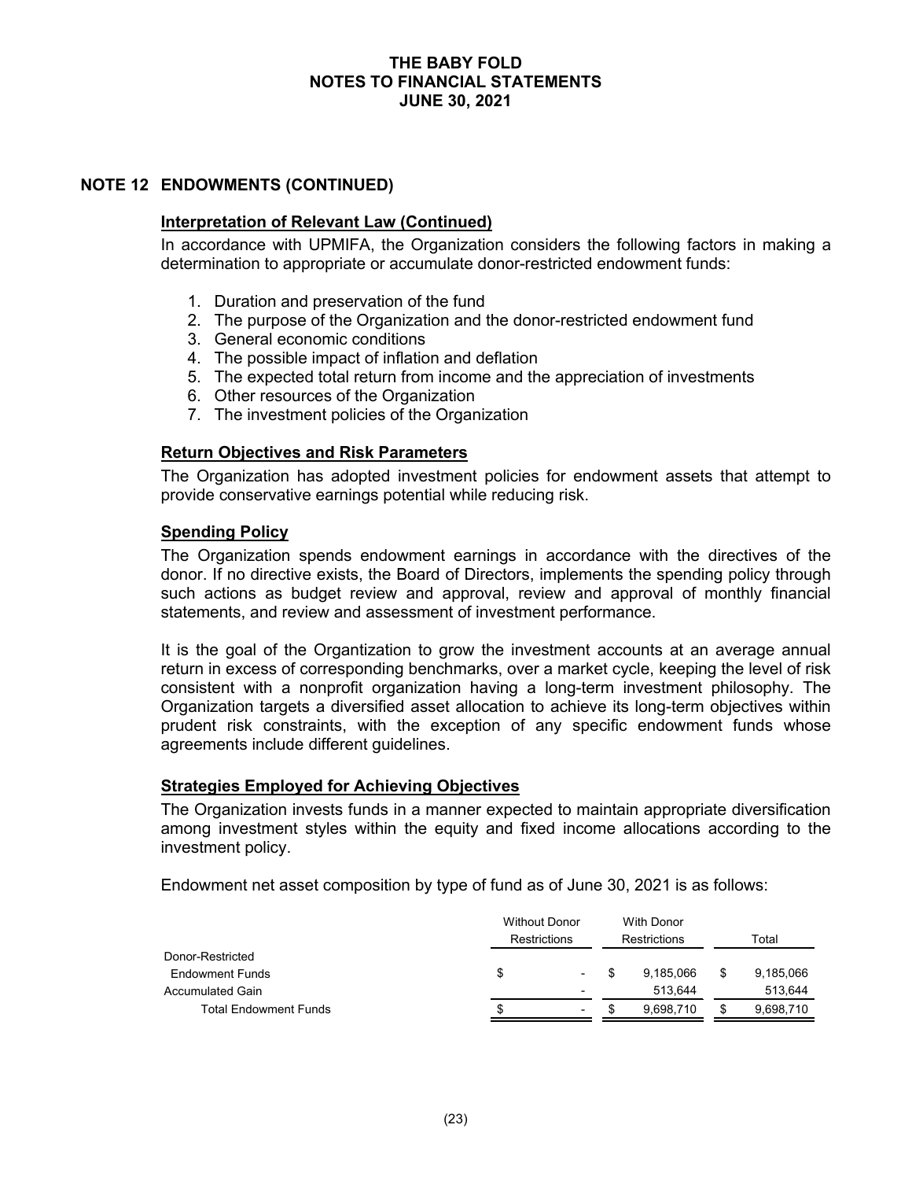THE BABY FOLD
NOTES TO FINANCIAL STATEMENTS
JUNE 30, 2021

## NOTE 12 ENDOWMENTS (CONTINUED)

### Interpretation of Relevant Law (Continued)

In accordance with UPMIFA, the Organization considers the following factors in making a determination to appropriate or accumulate donor-restricted endowment funds:

1. Duration and preservation of the fund
2. The purpose of the Organization and the donor-restricted endowment fund
3. General economic conditions
4. The possible impact of inflation and deflation
5. The expected total return from income and the appreciation of investments
6. Other resources of the Organization
7. The investment policies of the Organization

### Return Objectives and Risk Parameters

The Organization has adopted investment policies for endowment assets that attempt to provide conservative earnings potential while reducing risk.

### Spending Policy

The Organization spends endowment earnings in accordance with the directives of the donor. If no directive exists, the Board of Directors, implements the spending policy through such actions as budget review and approval, review and approval of monthly financial statements, and review and assessment of investment performance.

It is the goal of the Organtization to grow the investment accounts at an average annual return in excess of corresponding benchmarks, over a market cycle, keeping the level of risk consistent with a nonprofit organization having a long-term investment philosophy. The Organization targets a diversified asset allocation to achieve its long-term objectives within prudent risk constraints, with the exception of any specific endowment funds whose agreements include different guidelines.

### Strategies Employed for Achieving Objectives

The Organization invests funds in a manner expected to maintain appropriate diversification among investment styles within the equity and fixed income allocations according to the investment policy.

Endowment net asset composition by type of fund as of June 30, 2021 is as follows:

| | Without Donor Restrictions | With Donor Restrictions | Total |
|---|---|---|---|
| Donor-Restricted | | | |
| Endowment Funds | $ - | $ 9,185,066 | $ 9,185,066 |
| Accumulated Gain | - | 513,644 | 513,644 |
| Total Endowment Funds | $ - | $ 9,698,710 | $ 9,698,710 |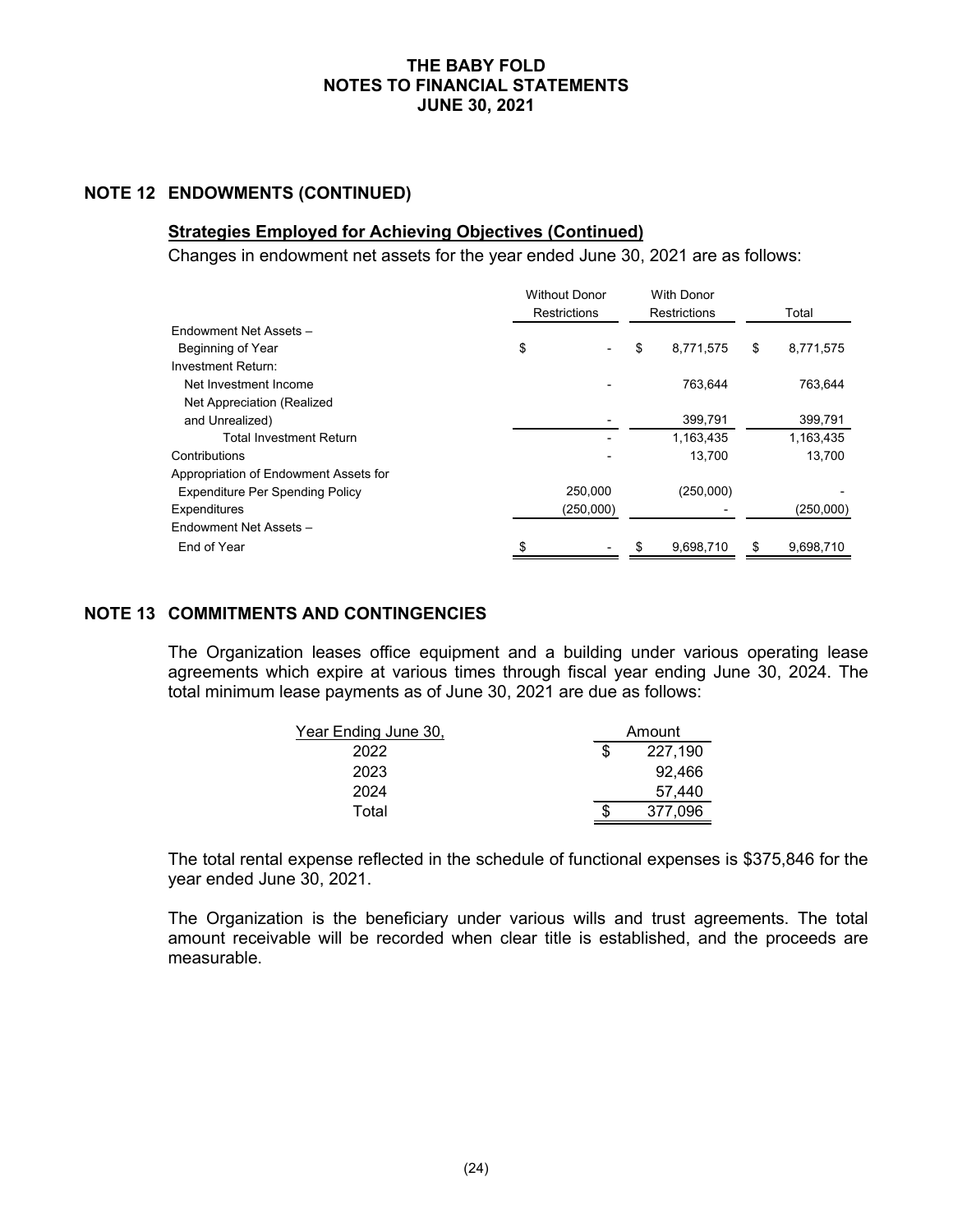## NOTE 12 ENDOWMENTS (CONTINUED)

### Strategies Employed for Achieving Objectives (Continued)

Changes in endowment net assets for the year ended June 30, 2021 are as follows:

| | Without Donor Restrictions | With Donor Restrictions | Total |
|---|---|---|---|
| Endowment Net Assets – Beginning of Year | $ - | $ 8,771,575 | $ 8,771,575 |
| Investment Return: | | | |
| Net Investment Income | - | 763,644 | 763,644 |
| Net Appreciation (Realized and Unrealized) | - | 399,791 | 399,791 |
| Total Investment Return | - | 1,163,435 | 1,163,435 |
| Contributions | - | 13,700 | 13,700 |
| Appropriation of Endowment Assets for Expenditure Per Spending Policy | 250,000 | (250,000) | - |
| Expenditures | (250,000) | - | (250,000) |
| Endowment Net Assets – End of Year | $ - | $ 9,698,710 | $ 9,698,710 |

## NOTE 13 COMMITMENTS AND CONTINGENCIES

The Organization leases office equipment and a building under various operating lease agreements which expire at various times through fiscal year ending June 30, 2024. The total minimum lease payments as of June 30, 2021 are due as follows:

| Year Ending June 30, | Amount |
|---|---|
| 2022 | $ 227,190 |
| 2023 | 92,466 |
| 2024 | 57,440 |
| Total | $ 377,096 |

The total rental expense reflected in the schedule of functional expenses is $375,846 for the year ended June 30, 2021.

The Organization is the beneficiary under various wills and trust agreements. The total amount receivable will be recorded when clear title is established, and the proceeds are measurable.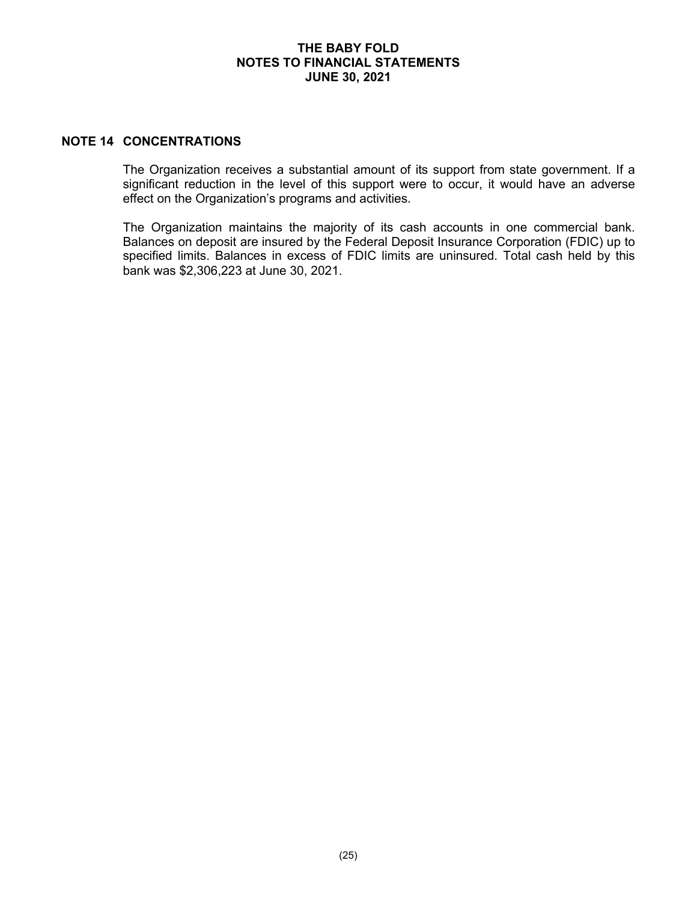## NOTE 14 CONCENTRATIONS

The Organization receives a substantial amount of its support from state government. If a significant reduction in the level of this support were to occur, it would have an adverse effect on the Organization's programs and activities.

The Organization maintains the majority of its cash accounts in one commercial bank. Balances on deposit are insured by the Federal Deposit Insurance Corporation (FDIC) up to specified limits. Balances in excess of FDIC limits are uninsured. Total cash held by this bank was $2,306,223 at June 30, 2021.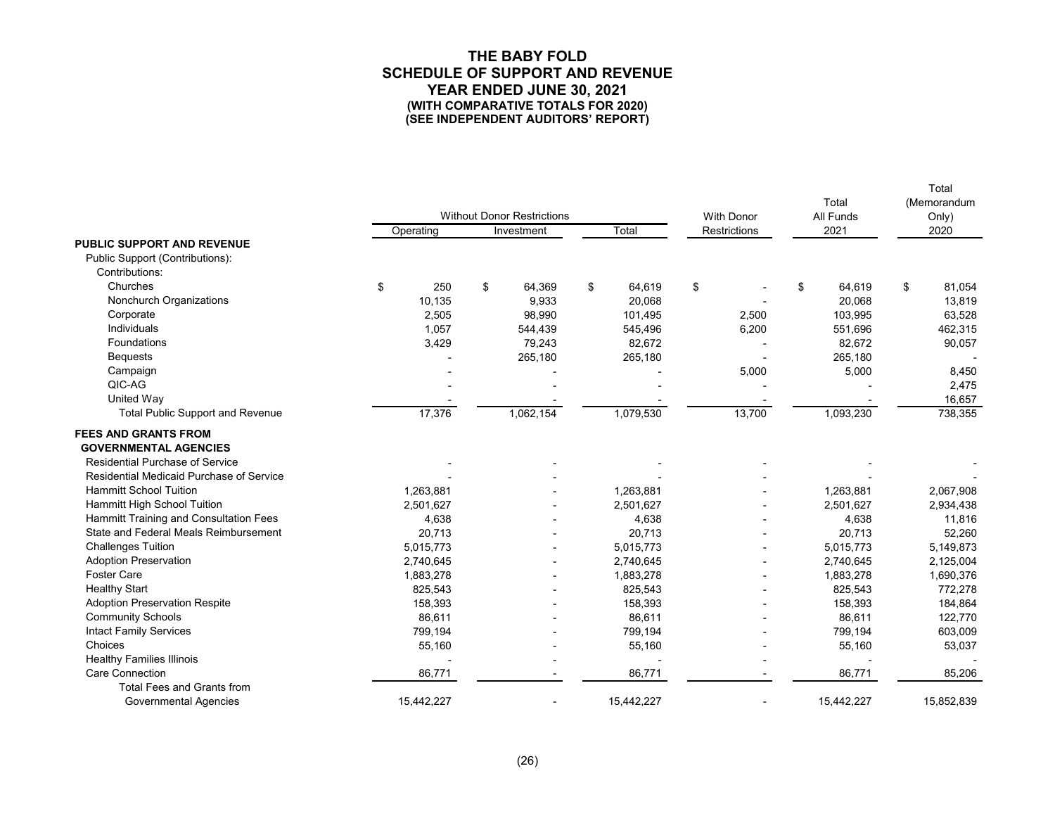# THE BABY FOLD
## SCHEDULE OF SUPPORT AND REVENUE
## YEAR ENDED JUNE 30, 2021
### (WITH COMPARATIVE TOTALS FOR 2020)
### (SEE INDEPENDENT AUDITORS' REPORT)

| | Without Donor Restrictions | | | With Donor | Total All Funds | Total (Memorandum Only) |
|---|---|---|---|---|---|---|
| | Operating | Investment | Total | Restrictions | 2021 | 2020 |
| **PUBLIC SUPPORT AND REVENUE** | | | | | | |
| Public Support (Contributions): | | | | | | |
| Contributions: | | | | | | |
| Churches | $ 250 | $ 64,369 | $ 64,619 | $ - | $ 64,619 | $ 81,054 |
| Nonchurch Organizations | 10,135 | 9,933 | 20,068 | - | 20,068 | 13,819 |
| Corporate | 2,505 | 98,990 | 101,495 | 2,500 | 103,995 | 63,528 |
| Individuals | 1,057 | 544,439 | 545,496 | 6,200 | 551,696 | 462,315 |
| Foundations | 3,429 | 79,243 | 82,672 | - | 82,672 | 90,057 |
| Bequests | - | 265,180 | 265,180 | - | 265,180 | - |
| Campaign | - | - | - | 5,000 | 5,000 | 8,450 |
| QIC-AG | - | - | - | - | - | 2,475 |
| United Way | - | - | - | - | - | 16,657 |
| Total Public Support and Revenue | 17,376 | 1,062,154 | 1,079,530 | 13,700 | 1,093,230 | 738,355 |
| **FEES AND GRANTS FROM GOVERNMENTAL AGENCIES** | | | | | | |
| Residential Purchase of Service | - | - | - | - | - | - |
| Residential Medicaid Purchase of Service | - | - | - | - | - | - |
| Hammitt School Tuition | 1,263,881 | - | 1,263,881 | - | 1,263,881 | 2,067,908 |
| Hammitt High School Tuition | 2,501,627 | - | 2,501,627 | - | 2,501,627 | 2,934,438 |
| Hammitt Training and Consultation Fees | 4,638 | - | 4,638 | - | 4,638 | 11,816 |
| State and Federal Meals Reimbursement | 20,713 | - | 20,713 | - | 20,713 | 52,260 |
| Challenges Tuition | 5,015,773 | - | 5,015,773 | - | 5,015,773 | 5,149,873 |
| Adoption Preservation | 2,740,645 | - | 2,740,645 | - | 2,740,645 | 2,125,004 |
| Foster Care | 1,883,278 | - | 1,883,278 | - | 1,883,278 | 1,690,376 |
| Healthy Start | 825,543 | - | 825,543 | - | 825,543 | 772,278 |
| Adoption Preservation Respite | 158,393 | - | 158,393 | - | 158,393 | 184,864 |
| Community Schools | 86,611 | - | 86,611 | - | 86,611 | 122,770 |
| Intact Family Services | 799,194 | - | 799,194 | - | 799,194 | 603,009 |
| Choices | 55,160 | - | 55,160 | - | 55,160 | 53,037 |
| Healthy Families Illinois | - | - | - | - | - | - |
| Care Connection | 86,771 | - | 86,771 | - | 86,771 | 85,206 |
| Total Fees and Grants from Governmental Agencies | 15,442,227 | - | 15,442,227 | - | 15,442,227 | 15,852,839 |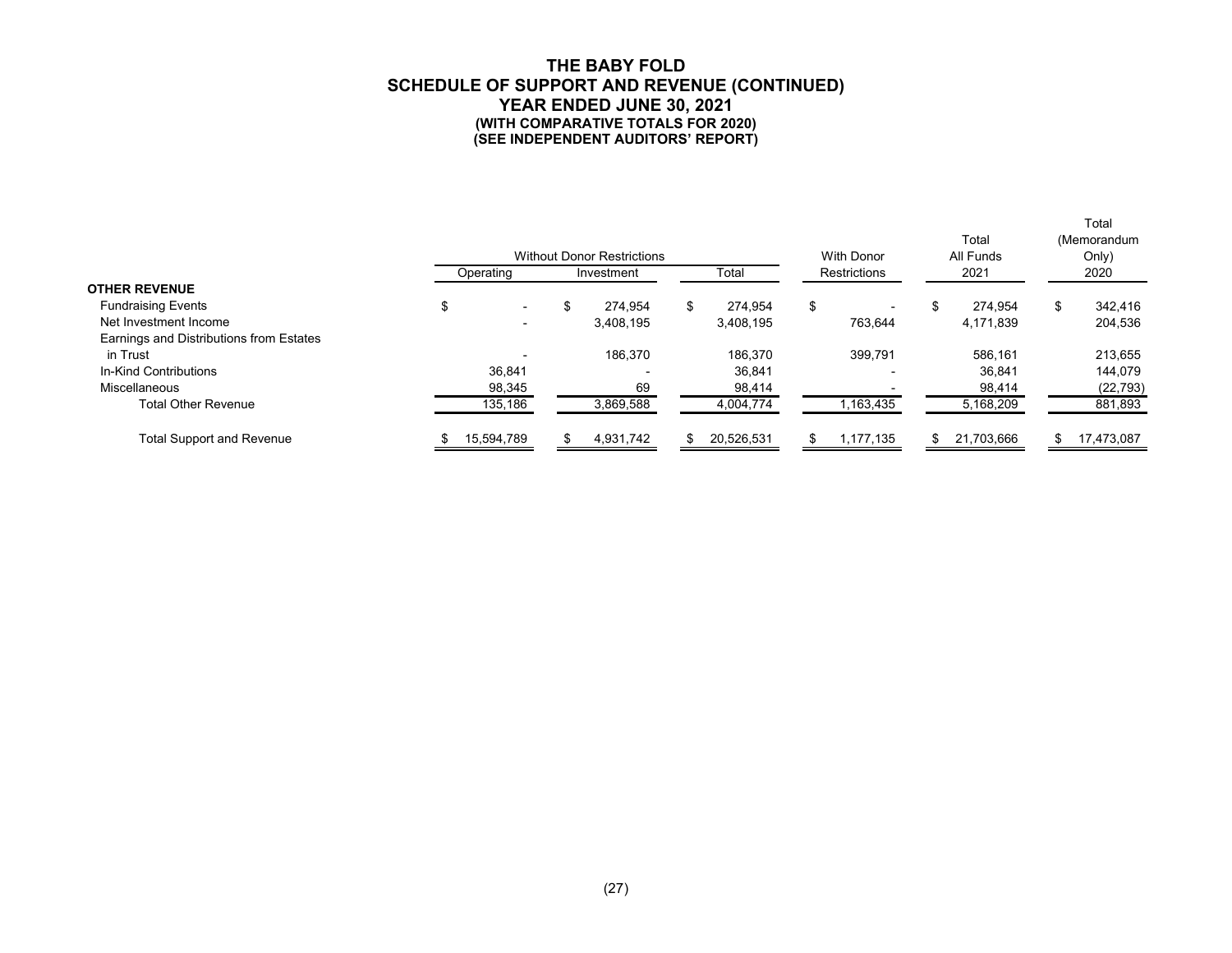# THE BABY FOLD
## SCHEDULE OF SUPPORT AND REVENUE (CONTINUED)
## YEAR ENDED JUNE 30, 2021
### (WITH COMPARATIVE TOTALS FOR 2020)
### (SEE INDEPENDENT AUDITORS' REPORT)

| | Without Donor Restrictions | | | With Donor | Total All Funds | Total (Memorandum Only) |
|---|---|---|---|---|---|---|
| | Operating | Investment | Total | Restrictions | 2021 | 2020 |
| **OTHER REVENUE** | | | | | | |
| Fundraising Events | $ - | $ 274,954 | $ 274,954 | $ - | $ 274,954 | $ 342,416 |
| Net Investment Income | - | 3,408,195 | 3,408,195 | 763,644 | 4,171,839 | 204,536 |
| Earnings and Distributions from Estates in Trust | - | 186,370 | 186,370 | 399,791 | 586,161 | 213,655 |
| In-Kind Contributions | 36,841 | - | 36,841 | - | 36,841 | 144,079 |
| Miscellaneous | 98,345 | 69 | 98,414 | - | 98,414 | (22,793) |
| Total Other Revenue | 135,186 | 3,869,588 | 4,004,774 | 1,163,435 | 5,168,209 | 881,893 |
| Total Support and Revenue | $ 15,594,789 | $ 4,931,742 | $ 20,526,531 | $ 1,177,135 | $ 21,703,666 | $ 17,473,087 |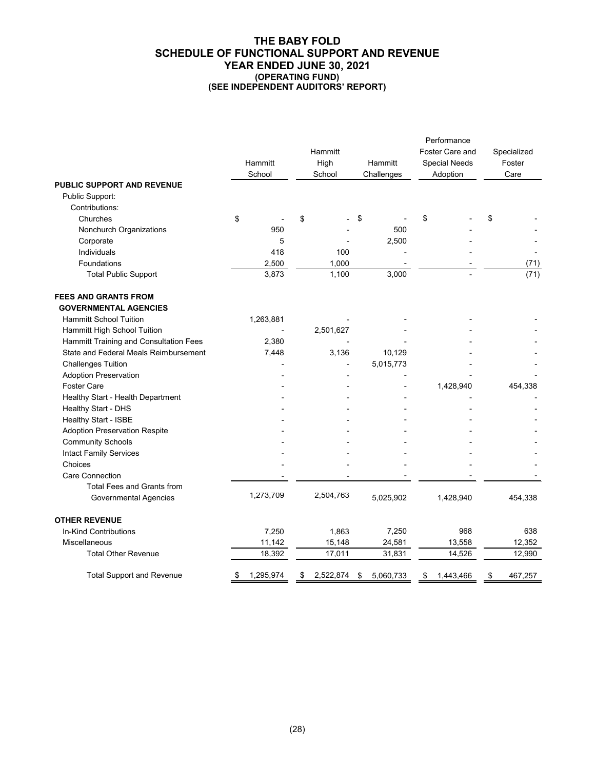# THE BABY FOLD
## SCHEDULE OF FUNCTIONAL SUPPORT AND REVENUE
### YEAR ENDED JUNE 30, 2021
#### (OPERATING FUND)
#### (SEE INDEPENDENT AUDITORS' REPORT)

| | Hammitt School | Hammitt High School | Hammitt Challenges | Performance Foster Care and Special Needs Adoption | Specialized Foster Care |
|---|---|---|---|---|---|
| **PUBLIC SUPPORT AND REVENUE** | | | | | |
| Public Support: | | | | | |
| Contributions: | | | | | |
| Churches | $ - | $ - | $ - | $ - | $ - |
| Nonchurch Organizations | 950 | - | 500 | - | - |
| Corporate | 5 | - | 2,500 | - | - |
| Individuals | 418 | 100 | - | - | - |
| Foundations | 2,500 | 1,000 | - | - | (71) |
| Total Public Support | 3,873 | 1,100 | 3,000 | - | (71) |
| **FEES AND GRANTS FROM GOVERNMENTAL AGENCIES** | | | | | |
| Hammitt School Tuition | 1,263,881 | - | - | - | - |
| Hammitt High School Tuition | - | 2,501,627 | - | - | - |
| Hammitt Training and Consultation Fees | 2,380 | - | - | - | - |
| State and Federal Meals Reimbursement | 7,448 | 3,136 | 10,129 | - | - |
| Challenges Tuition | - | - | 5,015,773 | - | - |
| Adoption Preservation | - | - | - | - | - |
| Foster Care | - | - | - | 1,428,940 | 454,338 |
| Healthy Start - Health Department | - | - | - | - | - |
| Healthy Start - DHS | - | - | - | - | - |
| Healthy Start - ISBE | - | - | - | - | - |
| Adoption Preservation Respite | - | - | - | - | - |
| Community Schools | - | - | - | - | - |
| Intact Family Services | - | - | - | - | - |
| Choices | - | - | - | - | - |
| Care Connection | - | - | - | - | - |
| Total Fees and Grants from Governmental Agencies | 1,273,709 | 2,504,763 | 5,025,902 | 1,428,940 | 454,338 |
| **OTHER REVENUE** | | | | | |
| In-Kind Contributions | 7,250 | 1,863 | 7,250 | 968 | 638 |
| Miscellaneous | 11,142 | 15,148 | 24,581 | 13,558 | 12,352 |
| Total Other Revenue | 18,392 | 17,011 | 31,831 | 14,526 | 12,990 |
| Total Support and Revenue | $ 1,295,974 | $ 2,522,874 | $ 5,060,733 | $ 1,443,466 | $ 467,257 |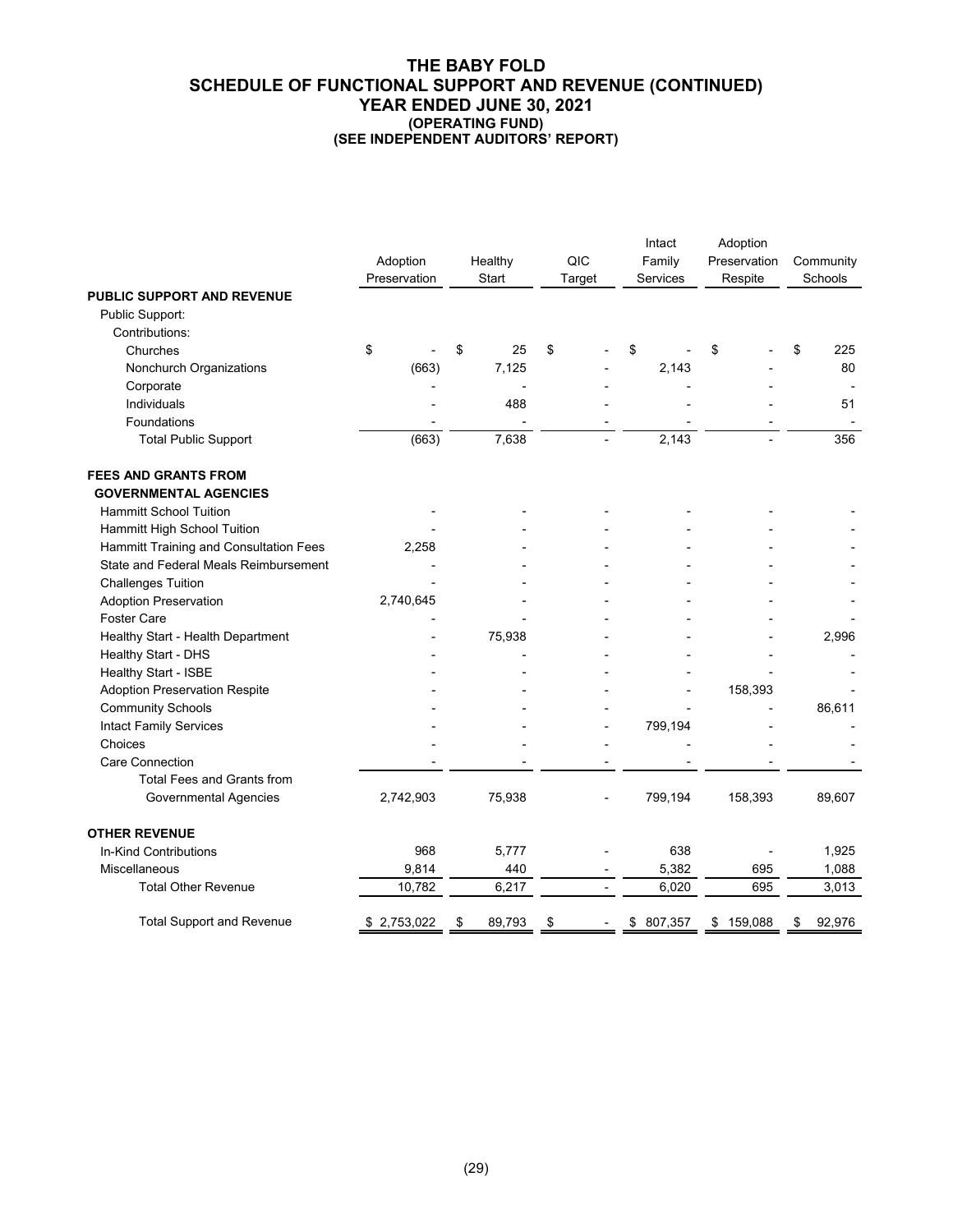# THE BABY FOLD
## SCHEDULE OF FUNCTIONAL SUPPORT AND REVENUE (CONTINUED)
### YEAR ENDED JUNE 30, 2021
#### (OPERATING FUND)
#### (SEE INDEPENDENT AUDITORS' REPORT)

| | Adoption Preservation | Healthy Start | QIC Target | Intact Family Services | Adoption Preservation Respite | Community Schools |
|---|---|---|---|---|---|---|
| **PUBLIC SUPPORT AND REVENUE** | | | | | | |
| Public Support: | | | | | | |
| Contributions: | | | | | | |
| Churches | $ - | $ 25 | $ - | $ - | $ - | $ 225 |
| Nonchurch Organizations | (663) | 7,125 | - | 2,143 | - | 80 |
| Corporate | - | - | - | - | - | - |
| Individuals | - | 488 | - | - | - | 51 |
| Foundations | - | - | - | - | - | - |
| Total Public Support | (663) | 7,638 | - | 2,143 | - | 356 |
| **FEES AND GRANTS FROM GOVERNMENTAL AGENCIES** | | | | | | |
| Hammitt School Tuition | - | - | - | - | - | - |
| Hammitt High School Tuition | - | - | - | - | - | - |
| Hammitt Training and Consultation Fees | 2,258 | - | - | - | - | - |
| State and Federal Meals Reimbursement | - | - | - | - | - | - |
| Challenges Tuition | - | - | - | - | - | - |
| Adoption Preservation | 2,740,645 | - | - | - | - | - |
| Foster Care | - | - | - | - | - | - |
| Healthy Start - Health Department | - | 75,938 | - | - | - | 2,996 |
| Healthy Start - DHS | - | - | - | - | - | - |
| Healthy Start - ISBE | - | - | - | - | - | - |
| Adoption Preservation Respite | - | - | - | - | 158,393 | - |
| Community Schools | - | - | - | - | - | 86,611 |
| Intact Family Services | - | - | - | 799,194 | - | - |
| Choices | - | - | - | - | - | - |
| Care Connection | - | - | - | - | - | - |
| Total Fees and Grants from Governmental Agencies | 2,742,903 | 75,938 | - | 799,194 | 158,393 | 89,607 |
| **OTHER REVENUE** | | | | | | |
| In-Kind Contributions | 968 | 5,777 | - | 638 | - | 1,925 |
| Miscellaneous | 9,814 | 440 | - | 5,382 | 695 | 1,088 |
| Total Other Revenue | 10,782 | 6,217 | - | 6,020 | 695 | 3,013 |
| Total Support and Revenue | $ 2,753,022 | $ 89,793 | $ - | $ 807,357 | $ 159,088 | $ 92,976 |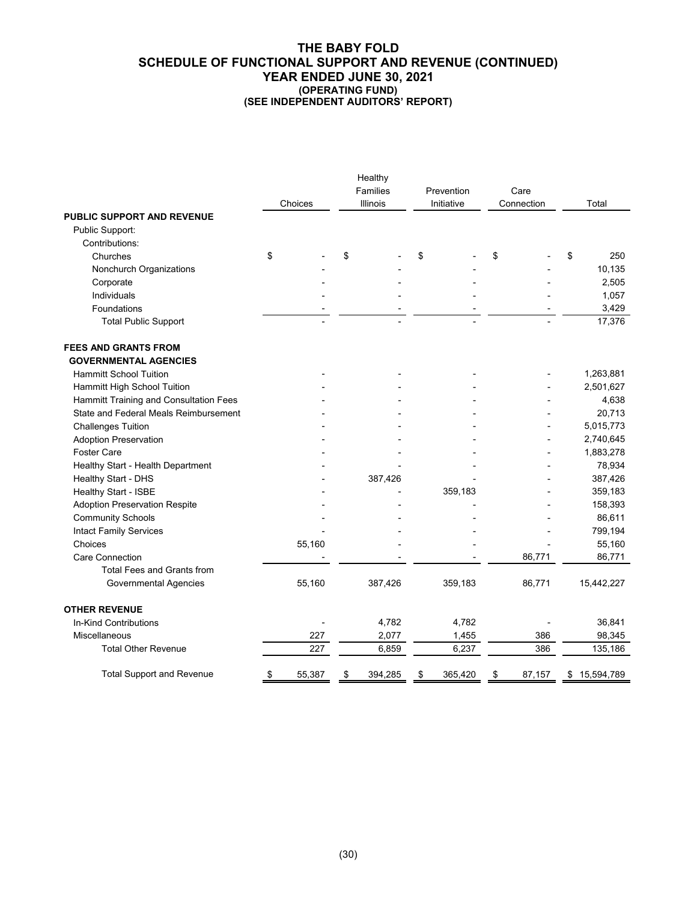# THE BABY FOLD
## SCHEDULE OF FUNCTIONAL SUPPORT AND REVENUE (CONTINUED)
## YEAR ENDED JUNE 30, 2021
### (OPERATING FUND)
### (SEE INDEPENDENT AUDITORS' REPORT)

| | Choices | Healthy Families Illinois | Prevention Initiative | Care Connection | Total |
|---|---|---|---|---|---|
| **PUBLIC SUPPORT AND REVENUE** | | | | | |
| Public Support: | | | | | |
| Contributions: | | | | | |
| Churches | $ - | $ - | $ - | $ - | $ 250 |
| Nonchurch Organizations | - | - | - | - | 10,135 |
| Corporate | - | - | - | - | 2,505 |
| Individuals | - | - | - | - | 1,057 |
| Foundations | - | - | - | - | 3,429 |
| Total Public Support | - | - | - | - | 17,376 |
| **FEES AND GRANTS FROM GOVERNMENTAL AGENCIES** | | | | | |
| Hammitt School Tuition | - | - | - | - | 1,263,881 |
| Hammitt High School Tuition | - | - | - | - | 2,501,627 |
| Hammitt Training and Consultation Fees | - | - | - | - | 4,638 |
| State and Federal Meals Reimbursement | - | - | - | - | 20,713 |
| Challenges Tuition | - | - | - | - | 5,015,773 |
| Adoption Preservation | - | - | - | - | 2,740,645 |
| Foster Care | - | - | - | - | 1,883,278 |
| Healthy Start - Health Department | - | - | - | - | 78,934 |
| Healthy Start - DHS | - | 387,426 | - | - | 387,426 |
| Healthy Start - ISBE | - | - | 359,183 | - | 359,183 |
| Adoption Preservation Respite | - | - | - | - | 158,393 |
| Community Schools | - | - | - | - | 86,611 |
| Intact Family Services | - | - | - | - | 799,194 |
| Choices | 55,160 | - | - | - | 55,160 |
| Care Connection | - | - | - | 86,771 | 86,771 |
| Total Fees and Grants from Governmental Agencies | 55,160 | 387,426 | 359,183 | 86,771 | 15,442,227 |
| **OTHER REVENUE** | | | | | |
| In-Kind Contributions | - | 4,782 | 4,782 | - | 36,841 |
| Miscellaneous | 227 | 2,077 | 1,455 | 386 | 98,345 |
| Total Other Revenue | 227 | 6,859 | 6,237 | 386 | 135,186 |
| Total Support and Revenue | $ 55,387 | $ 394,285 | $ 365,420 | $ 87,157 | $ 15,594,789 |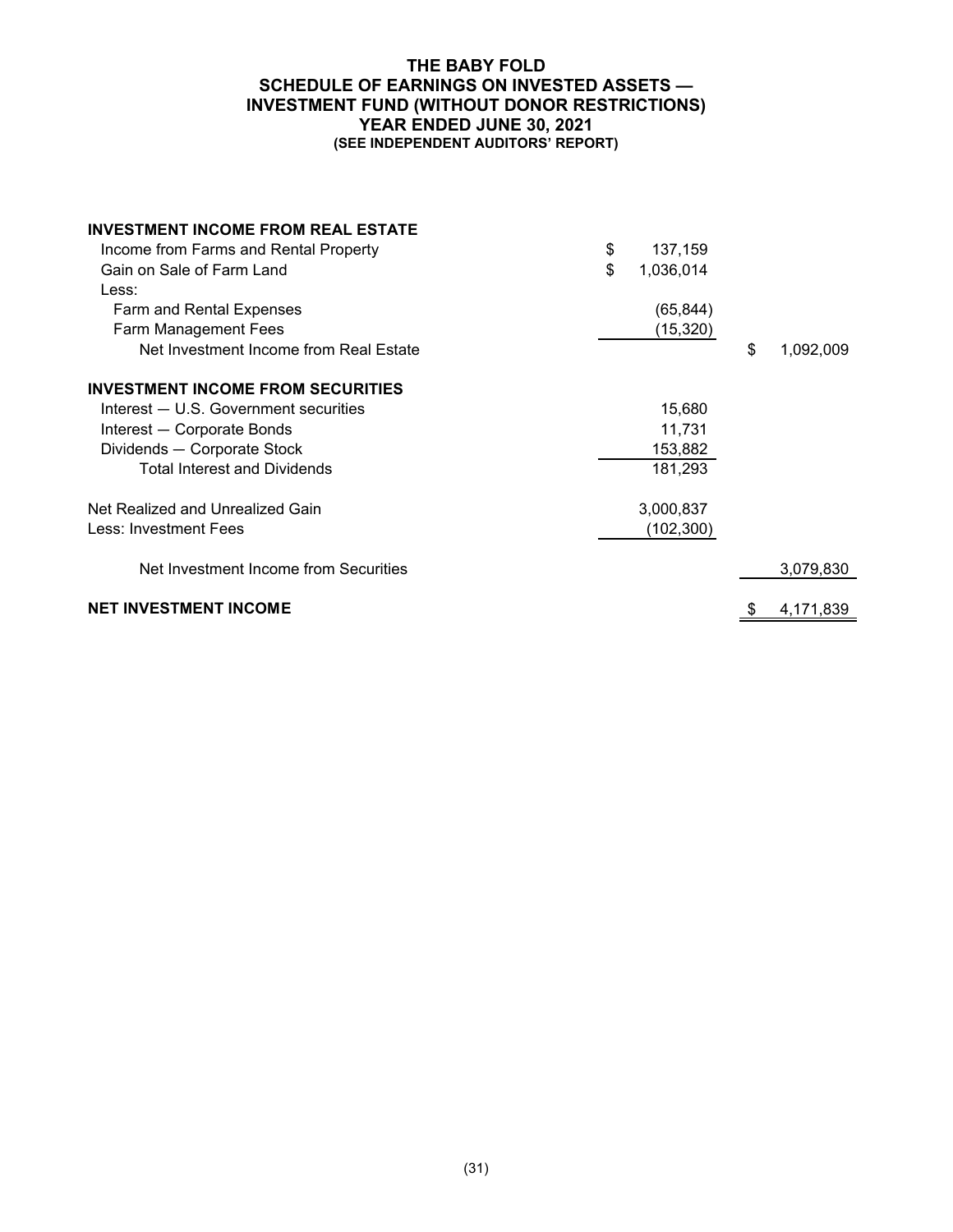# THE BABY FOLD
## SCHEDULE OF EARNINGS ON INVESTED ASSETS — INVESTMENT FUND (WITHOUT DONOR RESTRICTIONS)
### YEAR ENDED JUNE 30, 2021
**(SEE INDEPENDENT AUDITORS' REPORT)**

| | | |
|---|---|---|
| **INVESTMENT INCOME FROM REAL ESTATE** | | |
| Income from Farms and Rental Property | $ 137,159 | |
| Gain on Sale of Farm Land | $ 1,036,014 | |
| Less: | | |
| Farm and Rental Expenses | (65,844) | |
| Farm Management Fees | (15,320) | |
| Net Investment Income from Real Estate | | $ 1,092,009 |
| | | |
| **INVESTMENT INCOME FROM SECURITIES** | | |
| Interest — U.S. Government securities | 15,680 | |
| Interest — Corporate Bonds | 11,731 | |
| Dividends — Corporate Stock | 153,882 | |
| Total Interest and Dividends | 181,293 | |
| | | |
| Net Realized and Unrealized Gain | 3,000,837 | |
| Less: Investment Fees | (102,300) | |
| | | |
| Net Investment Income from Securities | | 3,079,830 |
| | | |
| **NET INVESTMENT INCOME** | | $ 4,171,839 |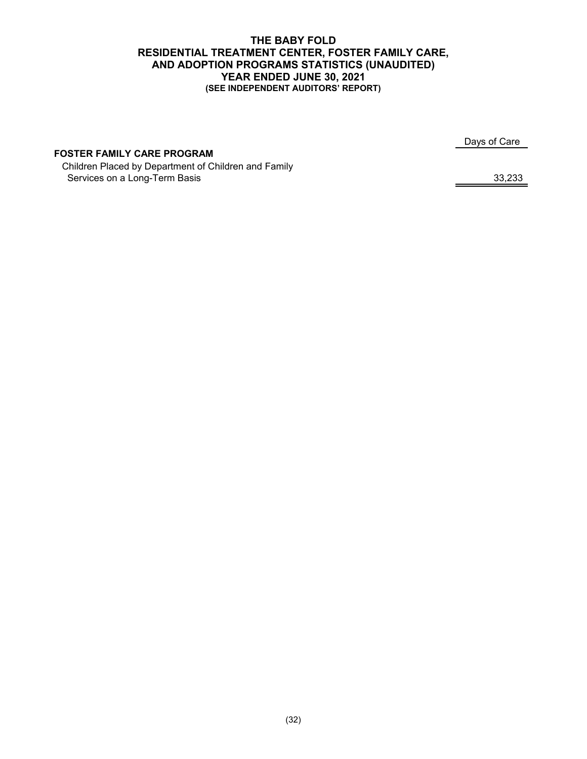# THE BABY FOLD
## RESIDENTIAL TREATMENT CENTER, FOSTER FAMILY CARE, AND ADOPTION PROGRAMS STATISTICS (UNAUDITED)
## YEAR ENDED JUNE 30, 2021
### (SEE INDEPENDENT AUDITORS' REPORT)

| | Days of Care |
|---|---|
| **FOSTER FAMILY CARE PROGRAM** | |
| Children Placed by Department of Children and Family Services on a Long-Term Basis | 33,233 |